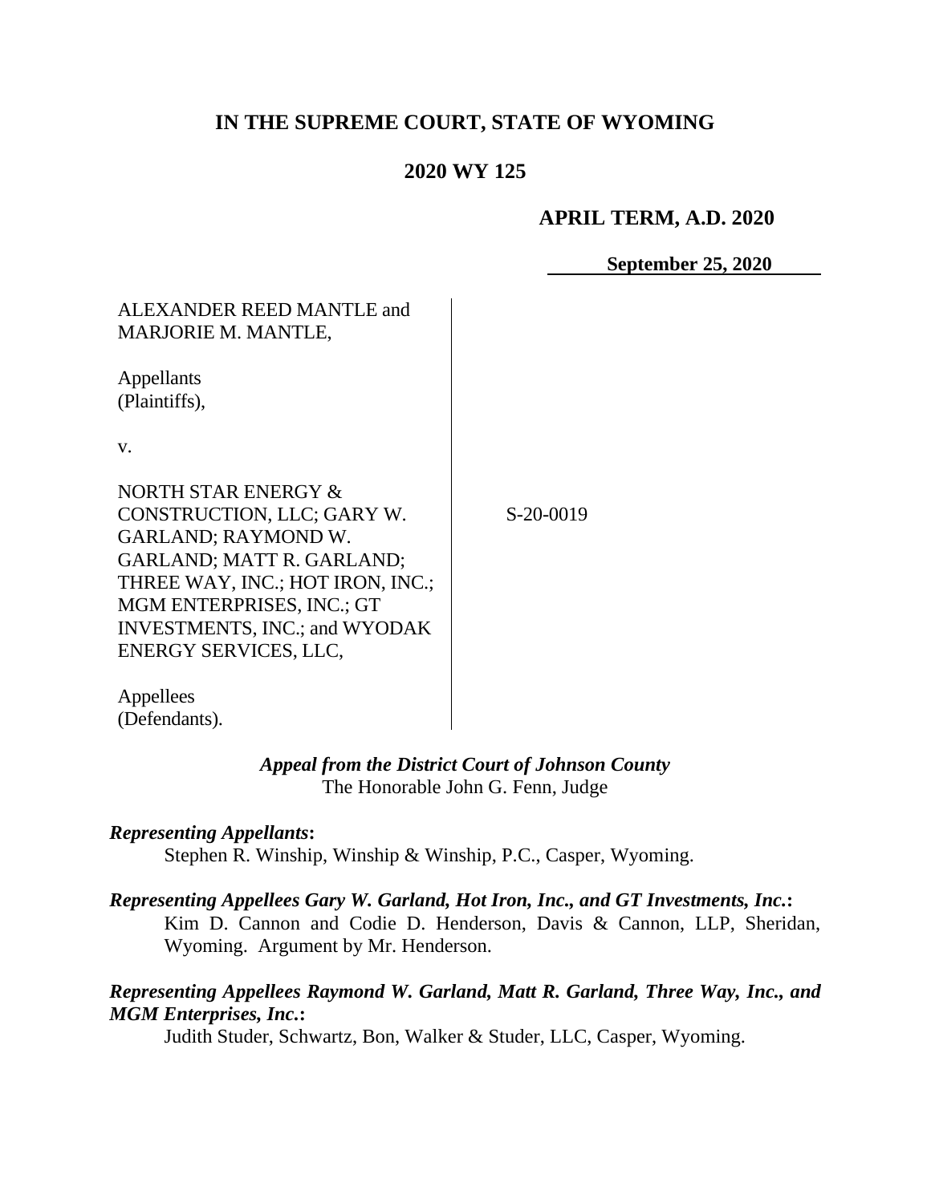# IN THE SUPREME COURT, STATE OF WYOMING

## 2020 WY 125

**APRIL TERM, A.D. 2020**

**September 25, 2020**

ALEXANDER REED MANTLE and MARJORIE M. MANTLE,

Appellants (Plaintiffs),

v.

NORTH STAR ENERGY & CONSTRUCTION, LLC; GARY W. GARLAND; RAYMOND W. GARLAND; MATT R. GARLAND; THREE WAY, INC.; HOT IRON, INC.; MGM ENTERPRISES, INC.; GT INVESTMENTS, INC.; and WYODAK ENERGY SERVICES, LLC,

Appellees (Defendants).

S-20-0019

***Appeal from the District Court of Johnson County***
The Honorable John G. Fenn, Judge

***Representing Appellants*:**
Stephen R. Winship, Winship & Winship, P.C., Casper, Wyoming.

***Representing Appellees Gary W. Garland, Hot Iron, Inc., and GT Investments, Inc.*:**
Kim D. Cannon and Codie D. Henderson, Davis & Cannon, LLP, Sheridan, Wyoming. Argument by Mr. Henderson.

***Representing Appellees Raymond W. Garland, Matt R. Garland, Three Way, Inc., and MGM Enterprises, Inc.*:**
Judith Studer, Schwartz, Bon, Walker & Studer, LLC, Casper, Wyoming.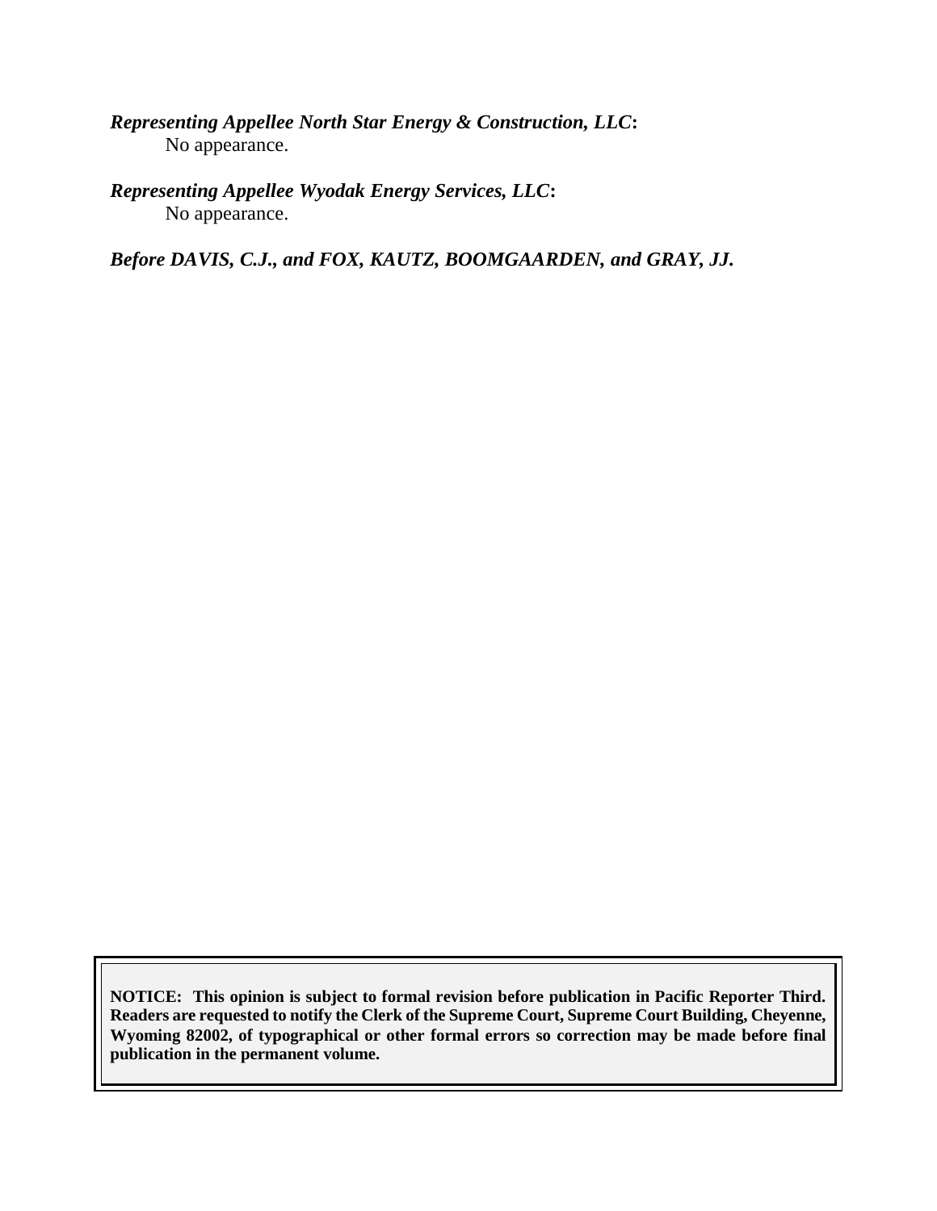***Representing Appellee North Star Energy & Construction, LLC*:**
No appearance.

***Representing Appellee Wyodak Energy Services, LLC*:**
No appearance.

***Before DAVIS, C.J., and FOX, KAUTZ, BOOMGAARDEN, and GRAY, JJ.***

**NOTICE: This opinion is subject to formal revision before publication in Pacific Reporter Third. Readers are requested to notify the Clerk of the Supreme Court, Supreme Court Building, Cheyenne, Wyoming 82002, of typographical or other formal errors so correction may be made before final publication in the permanent volume.**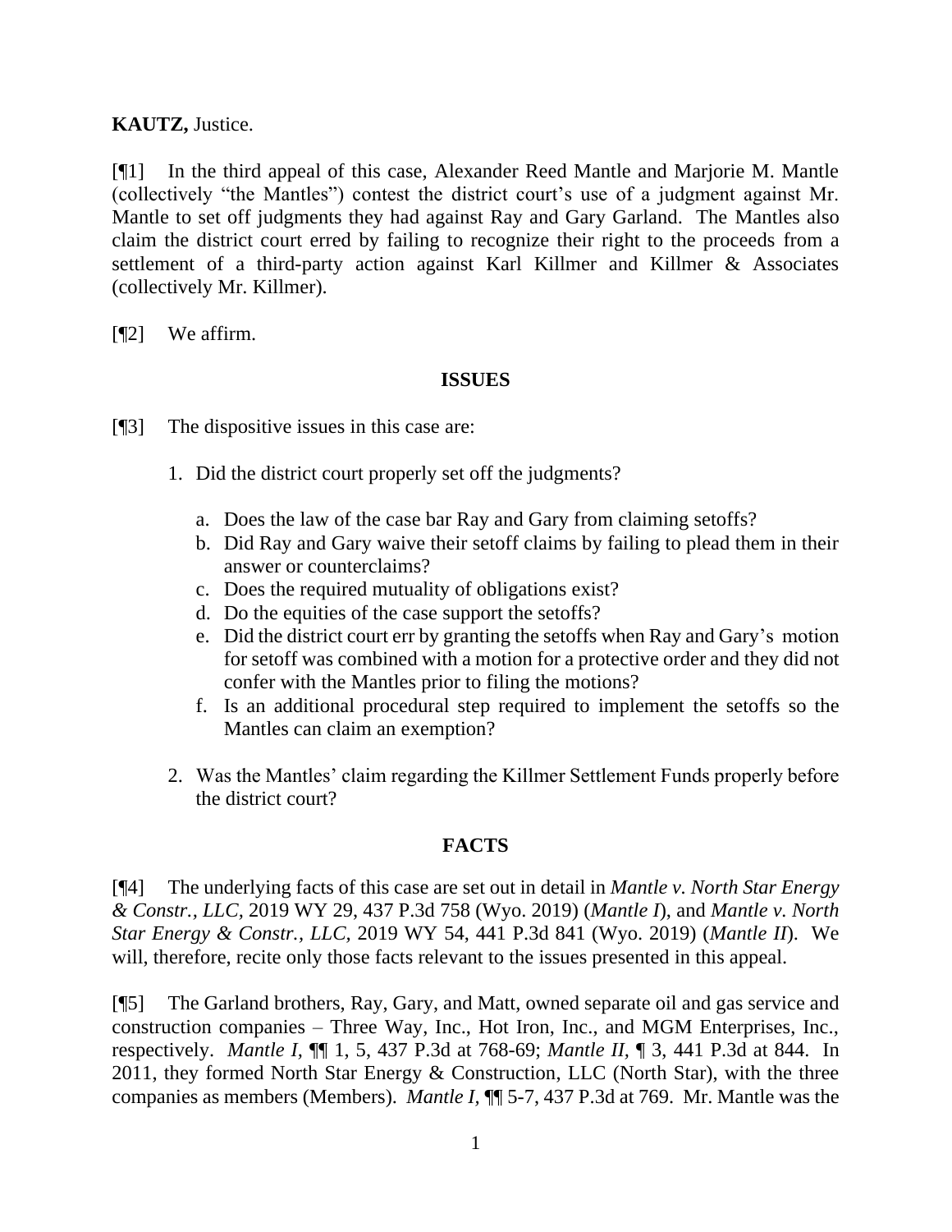**KAUTZ,** Justice.

[¶1] In the third appeal of this case, Alexander Reed Mantle and Marjorie M. Mantle (collectively "the Mantles") contest the district court's use of a judgment against Mr. Mantle to set off judgments they had against Ray and Gary Garland. The Mantles also claim the district court erred by failing to recognize their right to the proceeds from a settlement of a third-party action against Karl Killmer and Killmer & Associates (collectively Mr. Killmer).

[¶2] We affirm.

## ISSUES

[¶3] The dispositive issues in this case are:

1. Did the district court properly set off the judgments?
   a. Does the law of the case bar Ray and Gary from claiming setoffs?
   b. Did Ray and Gary waive their setoff claims by failing to plead them in their answer or counterclaims?
   c. Does the required mutuality of obligations exist?
   d. Do the equities of the case support the setoffs?
   e. Did the district court err by granting the setoffs when Ray and Gary's motion for setoff was combined with a motion for a protective order and they did not confer with the Mantles prior to filing the motions?
   f. Is an additional procedural step required to implement the setoffs so the Mantles can claim an exemption?
2. Was the Mantles' claim regarding the Killmer Settlement Funds properly before the district court?

## FACTS

[¶4] The underlying facts of this case are set out in detail in *Mantle v. North Star Energy & Constr., LLC*, 2019 WY 29, 437 P.3d 758 (Wyo. 2019) (*Mantle I*), and *Mantle v. North Star Energy & Constr., LLC*, 2019 WY 54, 441 P.3d 841 (Wyo. 2019) (*Mantle II*). We will, therefore, recite only those facts relevant to the issues presented in this appeal.

[¶5] The Garland brothers, Ray, Gary, and Matt, owned separate oil and gas service and construction companies – Three Way, Inc., Hot Iron, Inc., and MGM Enterprises, Inc., respectively. *Mantle I*, ¶¶ 1, 5, 437 P.3d at 768-69; *Mantle II*, ¶ 3, 441 P.3d at 844. In 2011, they formed North Star Energy & Construction, LLC (North Star), with the three companies as members (Members). *Mantle I*, ¶¶ 5-7, 437 P.3d at 769. Mr. Mantle was the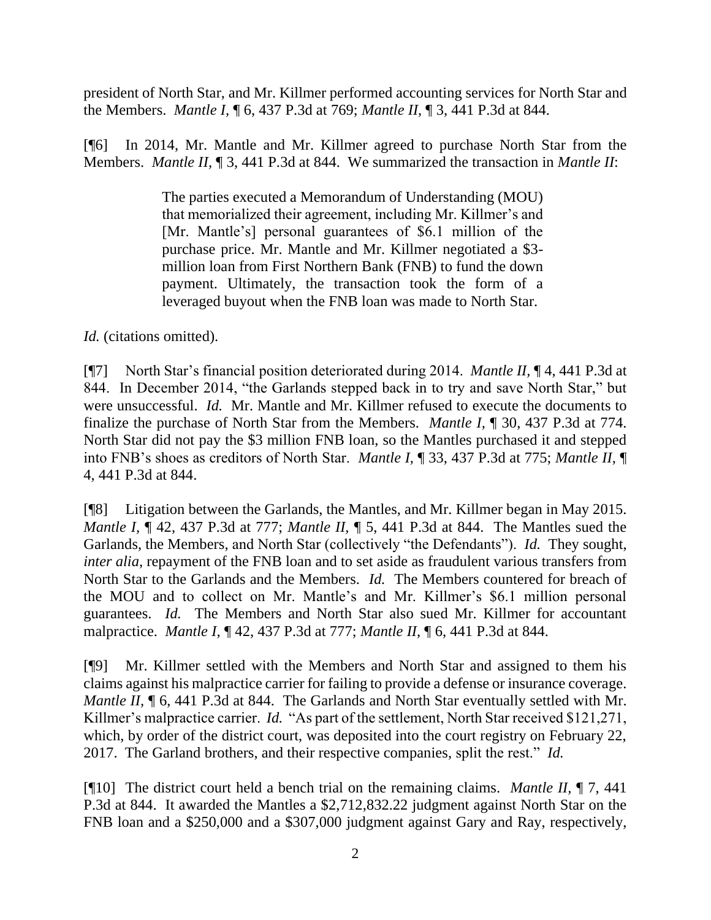president of North Star, and Mr. Killmer performed accounting services for North Star and the Members. *Mantle I*, ¶ 6, 437 P.3d at 769; *Mantle II*, ¶ 3, 441 P.3d at 844.

[¶6] In 2014, Mr. Mantle and Mr. Killmer agreed to purchase North Star from the Members. *Mantle II*, ¶ 3, 441 P.3d at 844. We summarized the transaction in *Mantle II*:

> The parties executed a Memorandum of Understanding (MOU) that memorialized their agreement, including Mr. Killmer's and [Mr. Mantle's] personal guarantees of $6.1 million of the purchase price. Mr. Mantle and Mr. Killmer negotiated a $3-million loan from First Northern Bank (FNB) to fund the down payment. Ultimately, the transaction took the form of a leveraged buyout when the FNB loan was made to North Star.

*Id.* (citations omitted).

[¶7] North Star's financial position deteriorated during 2014. *Mantle II*, ¶ 4, 441 P.3d at 844. In December 2014, "the Garlands stepped back in to try and save North Star," but were unsuccessful. *Id.* Mr. Mantle and Mr. Killmer refused to execute the documents to finalize the purchase of North Star from the Members. *Mantle I*, ¶ 30, 437 P.3d at 774. North Star did not pay the $3 million FNB loan, so the Mantles purchased it and stepped into FNB's shoes as creditors of North Star. *Mantle I*, ¶ 33, 437 P.3d at 775; *Mantle II*, ¶ 4, 441 P.3d at 844.

[¶8] Litigation between the Garlands, the Mantles, and Mr. Killmer began in May 2015. *Mantle I*, ¶ 42, 437 P.3d at 777; *Mantle II*, ¶ 5, 441 P.3d at 844. The Mantles sued the Garlands, the Members, and North Star (collectively "the Defendants"). *Id.* They sought, *inter alia*, repayment of the FNB loan and to set aside as fraudulent various transfers from North Star to the Garlands and the Members. *Id.* The Members countered for breach of the MOU and to collect on Mr. Mantle's and Mr. Killmer's $6.1 million personal guarantees. *Id.* The Members and North Star also sued Mr. Killmer for accountant malpractice. *Mantle I*, ¶ 42, 437 P.3d at 777; *Mantle II*, ¶ 6, 441 P.3d at 844.

[¶9] Mr. Killmer settled with the Members and North Star and assigned to them his claims against his malpractice carrier for failing to provide a defense or insurance coverage. *Mantle II*, ¶ 6, 441 P.3d at 844. The Garlands and North Star eventually settled with Mr. Killmer's malpractice carrier. *Id.* "As part of the settlement, North Star received $121,271, which, by order of the district court, was deposited into the court registry on February 22, 2017. The Garland brothers, and their respective companies, split the rest." *Id.*

[¶10] The district court held a bench trial on the remaining claims. *Mantle II*, ¶ 7, 441 P.3d at 844. It awarded the Mantles a $2,712,832.22 judgment against North Star on the FNB loan and a $250,000 and a $307,000 judgment against Gary and Ray, respectively,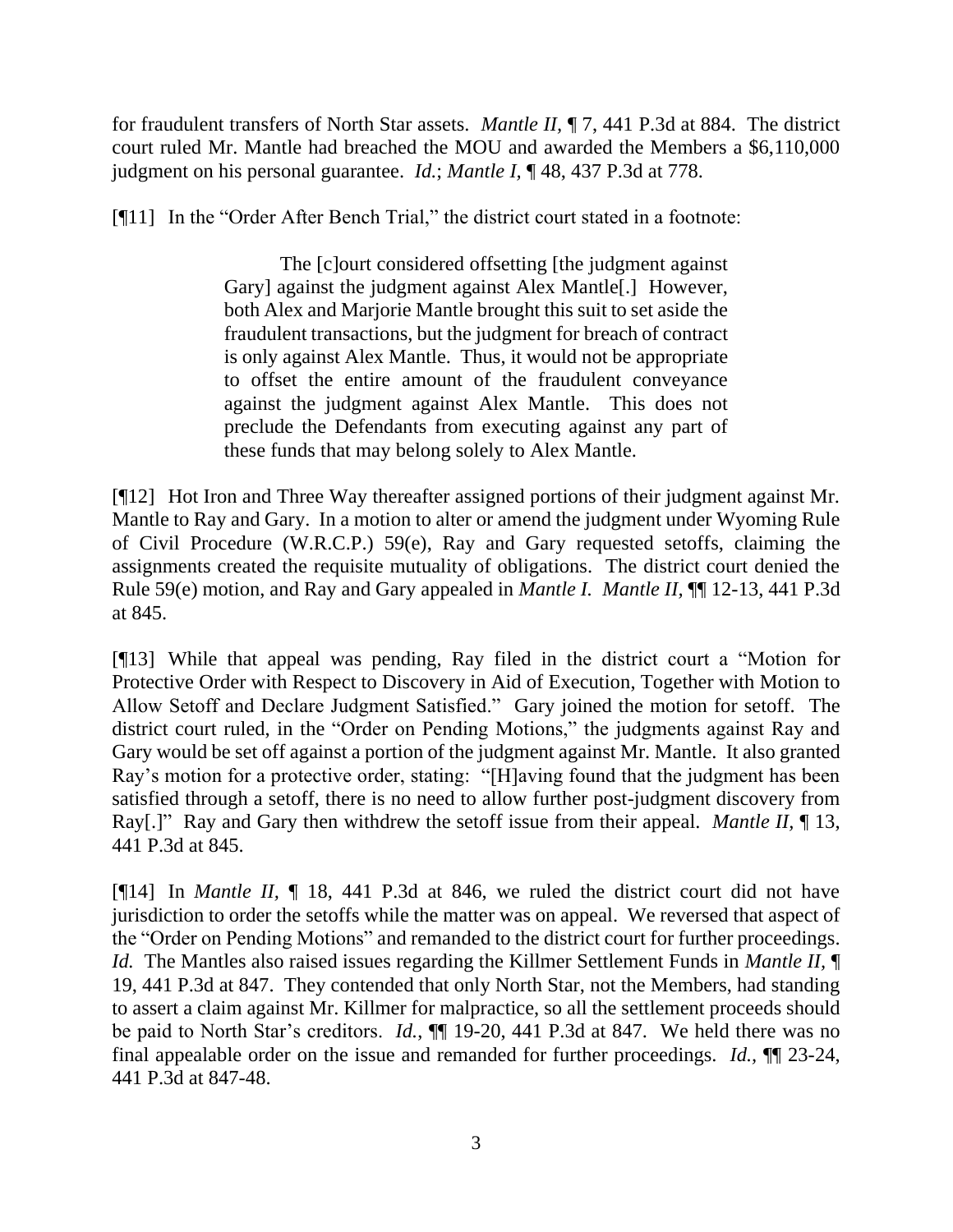for fraudulent transfers of North Star assets. *Mantle II*, ¶ 7, 441 P.3d at 884. The district court ruled Mr. Mantle had breached the MOU and awarded the Members a $6,110,000 judgment on his personal guarantee. *Id.*; *Mantle I*, ¶ 48, 437 P.3d at 778.

[¶11] In the "Order After Bench Trial," the district court stated in a footnote:

> The [c]ourt considered offsetting [the judgment against Gary] against the judgment against Alex Mantle[.] However, both Alex and Marjorie Mantle brought this suit to set aside the fraudulent transactions, but the judgment for breach of contract is only against Alex Mantle. Thus, it would not be appropriate to offset the entire amount of the fraudulent conveyance against the judgment against Alex Mantle. This does not preclude the Defendants from executing against any part of these funds that may belong solely to Alex Mantle.

[¶12] Hot Iron and Three Way thereafter assigned portions of their judgment against Mr. Mantle to Ray and Gary. In a motion to alter or amend the judgment under Wyoming Rule of Civil Procedure (W.R.C.P.) 59(e), Ray and Gary requested setoffs, claiming the assignments created the requisite mutuality of obligations. The district court denied the Rule 59(e) motion, and Ray and Gary appealed in *Mantle I*. *Mantle II*, ¶¶ 12-13, 441 P.3d at 845.

[¶13] While that appeal was pending, Ray filed in the district court a "Motion for Protective Order with Respect to Discovery in Aid of Execution, Together with Motion to Allow Setoff and Declare Judgment Satisfied." Gary joined the motion for setoff. The district court ruled, in the "Order on Pending Motions," the judgments against Ray and Gary would be set off against a portion of the judgment against Mr. Mantle. It also granted Ray's motion for a protective order, stating: "[H]aving found that the judgment has been satisfied through a setoff, there is no need to allow further post-judgment discovery from Ray[.]" Ray and Gary then withdrew the setoff issue from their appeal. *Mantle II*, ¶ 13, 441 P.3d at 845.

[¶14] In *Mantle II*, ¶ 18, 441 P.3d at 846, we ruled the district court did not have jurisdiction to order the setoffs while the matter was on appeal. We reversed that aspect of the "Order on Pending Motions" and remanded to the district court for further proceedings. *Id.* The Mantles also raised issues regarding the Killmer Settlement Funds in *Mantle II*, ¶ 19, 441 P.3d at 847. They contended that only North Star, not the Members, had standing to assert a claim against Mr. Killmer for malpractice, so all the settlement proceeds should be paid to North Star's creditors. *Id.*, ¶¶ 19-20, 441 P.3d at 847. We held there was no final appealable order on the issue and remanded for further proceedings. *Id.*, ¶¶ 23-24, 441 P.3d at 847-48.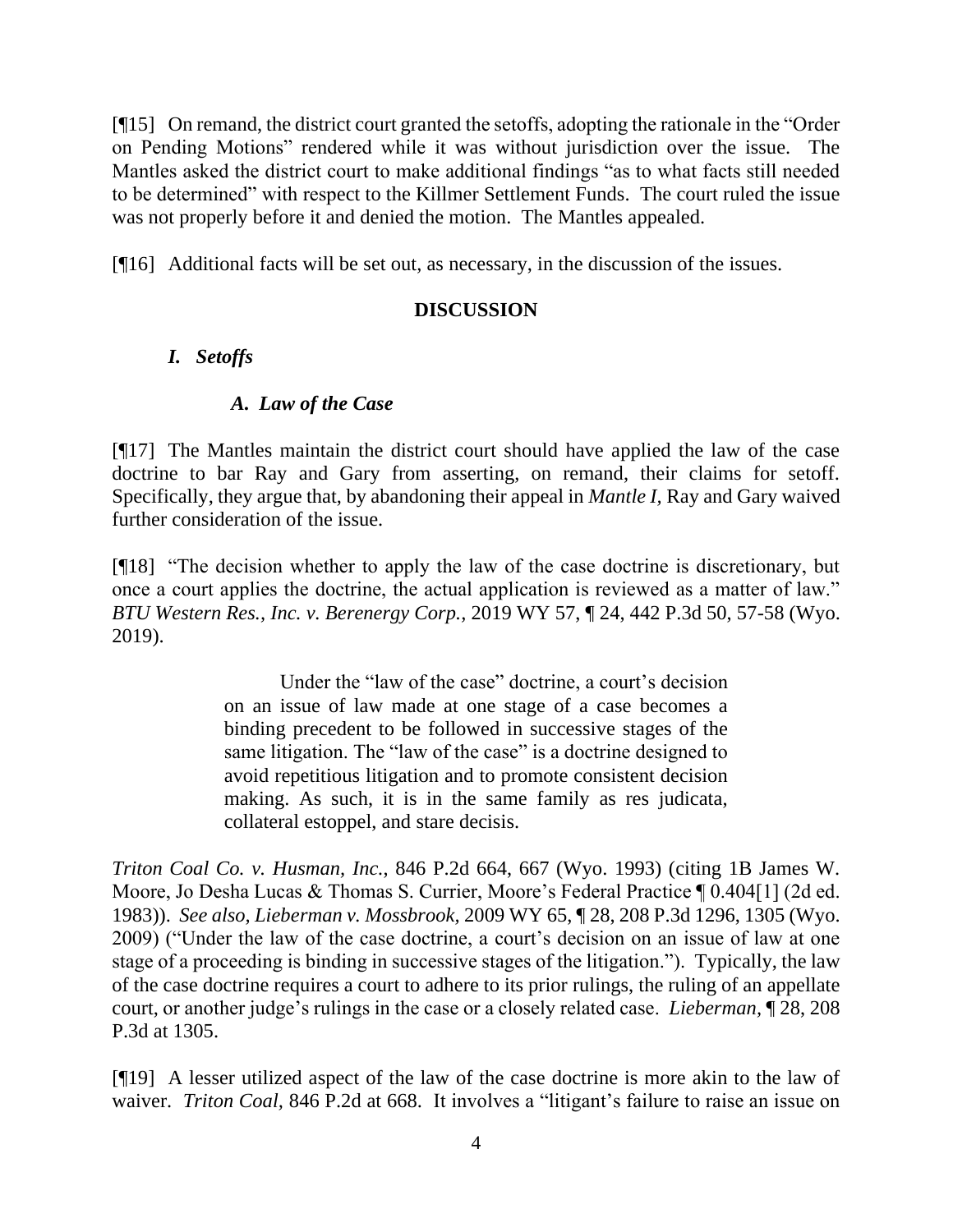[¶15] On remand, the district court granted the setoffs, adopting the rationale in the "Order on Pending Motions" rendered while it was without jurisdiction over the issue. The Mantles asked the district court to make additional findings "as to what facts still needed to be determined" with respect to the Killmer Settlement Funds. The court ruled the issue was not properly before it and denied the motion. The Mantles appealed.

[¶16] Additional facts will be set out, as necessary, in the discussion of the issues.

## DISCUSSION

### *I. Setoffs*

#### *A. Law of the Case*

[¶17] The Mantles maintain the district court should have applied the law of the case doctrine to bar Ray and Gary from asserting, on remand, their claims for setoff. Specifically, they argue that, by abandoning their appeal in *Mantle I*, Ray and Gary waived further consideration of the issue.

[¶18] "The decision whether to apply the law of the case doctrine is discretionary, but once a court applies the doctrine, the actual application is reviewed as a matter of law." *BTU Western Res., Inc. v. Berenergy Corp.*, 2019 WY 57, ¶ 24, 442 P.3d 50, 57-58 (Wyo. 2019).

> Under the "law of the case" doctrine, a court's decision on an issue of law made at one stage of a case becomes a binding precedent to be followed in successive stages of the same litigation. The "law of the case" is a doctrine designed to avoid repetitious litigation and to promote consistent decision making. As such, it is in the same family as res judicata, collateral estoppel, and stare decisis.

*Triton Coal Co. v. Husman, Inc.*, 846 P.2d 664, 667 (Wyo. 1993) (citing 1B James W. Moore, Jo Desha Lucas & Thomas S. Currier, Moore's Federal Practice ¶ 0.404[1] (2d ed. 1983)). *See also, Lieberman v. Mossbrook*, 2009 WY 65, ¶ 28, 208 P.3d 1296, 1305 (Wyo. 2009) ("Under the law of the case doctrine, a court's decision on an issue of law at one stage of a proceeding is binding in successive stages of the litigation."). Typically, the law of the case doctrine requires a court to adhere to its prior rulings, the ruling of an appellate court, or another judge's rulings in the case or a closely related case. *Lieberman*, ¶ 28, 208 P.3d at 1305.

[¶19] A lesser utilized aspect of the law of the case doctrine is more akin to the law of waiver. *Triton Coal*, 846 P.2d at 668. It involves a "litigant's failure to raise an issue on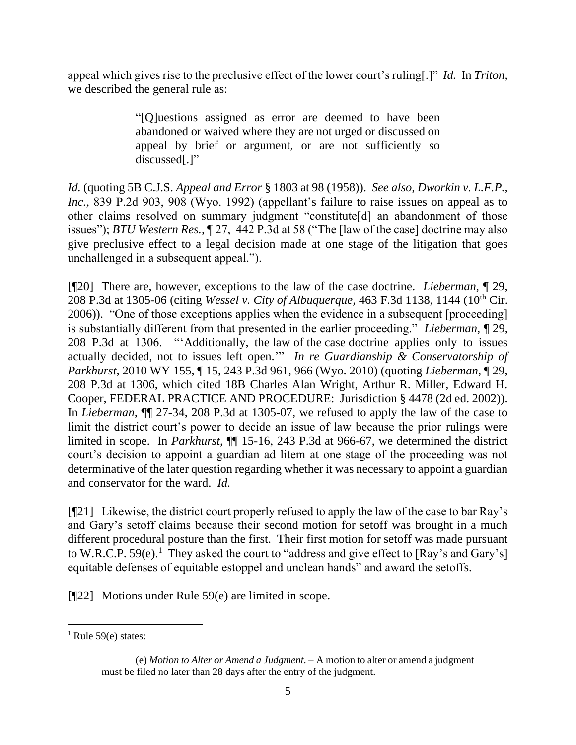appeal which gives rise to the preclusive effect of the lower court's ruling[.]" *Id.* In *Triton,* we described the general rule as:

> "[Q]uestions assigned as error are deemed to have been abandoned or waived where they are not urged or discussed on appeal by brief or argument, or are not sufficiently so discussed[.]"

*Id.* (quoting 5B C.J.S. *Appeal and Error* § 1803 at 98 (1958)). *See also, Dworkin v. L.F.P., Inc.,* 839 P.2d 903, 908 (Wyo. 1992) (appellant's failure to raise issues on appeal as to other claims resolved on summary judgment "constitute[d] an abandonment of those issues"); *BTU Western Res.,* ¶ 27, 442 P.3d at 58 ("The [law of the case] doctrine may also give preclusive effect to a legal decision made at one stage of the litigation that goes unchallenged in a subsequent appeal.").

[¶20] There are, however, exceptions to the law of the case doctrine. *Lieberman*, ¶ 29, 208 P.3d at 1305-06 (citing *Wessel v. City of Albuquerque,* 463 F.3d 1138, 1144 (10th Cir. 2006)). "One of those exceptions applies when the evidence in a subsequent [proceeding] is substantially different from that presented in the earlier proceeding." *Lieberman*, ¶ 29, 208 P.3d at 1306. "'Additionally, the law of the case doctrine applies only to issues actually decided, not to issues left open.'" *In re Guardianship & Conservatorship of Parkhurst,* 2010 WY 155, ¶ 15, 243 P.3d 961, 966 (Wyo. 2010) (quoting *Lieberman*, ¶ 29, 208 P.3d at 1306, which cited 18B Charles Alan Wright, Arthur R. Miller, Edward H. Cooper, FEDERAL PRACTICE AND PROCEDURE: Jurisdiction § 4478 (2d ed. 2002)). In *Lieberman,* ¶¶ 27-34, 208 P.3d at 1305-07, we refused to apply the law of the case to limit the district court's power to decide an issue of law because the prior rulings were limited in scope. In *Parkhurst*, ¶¶ 15-16, 243 P.3d at 966-67, we determined the district court's decision to appoint a guardian ad litem at one stage of the proceeding was not determinative of the later question regarding whether it was necessary to appoint a guardian and conservator for the ward. *Id.*

[¶21] Likewise, the district court properly refused to apply the law of the case to bar Ray's and Gary's setoff claims because their second motion for setoff was brought in a much different procedural posture than the first. Their first motion for setoff was made pursuant to W.R.C.P. 59(e).[1] They asked the court to "address and give effect to [Ray's and Gary's] equitable defenses of equitable estoppel and unclean hands" and award the setoffs.

[¶22] Motions under Rule 59(e) are limited in scope.

---

[1] Rule 59(e) states:

> (e) *Motion to Alter or Amend a Judgment*. – A motion to alter or amend a judgment must be filed no later than 28 days after the entry of the judgment.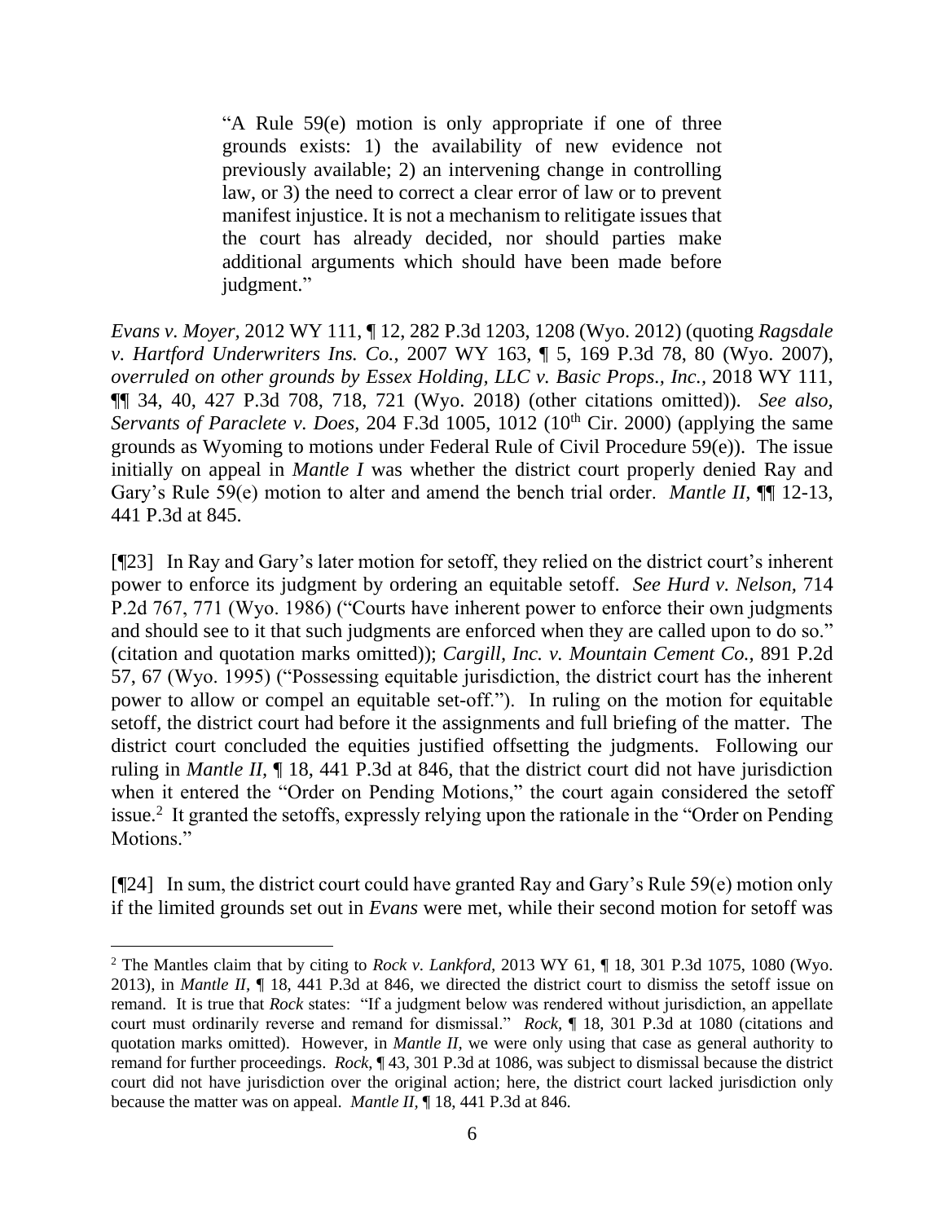> "A Rule 59(e) motion is only appropriate if one of three grounds exists: 1) the availability of new evidence not previously available; 2) an intervening change in controlling law, or 3) the need to correct a clear error of law or to prevent manifest injustice. It is not a mechanism to relitigate issues that the court has already decided, nor should parties make additional arguments which should have been made before judgment."

*Evans v. Moyer*, 2012 WY 111, ¶ 12, 282 P.3d 1203, 1208 (Wyo. 2012) (quoting *Ragsdale v. Hartford Underwriters Ins. Co.*, 2007 WY 163, ¶ 5, 169 P.3d 78, 80 (Wyo. 2007), *overruled on other grounds by Essex Holding, LLC v. Basic Props., Inc.*, 2018 WY 111, ¶¶ 34, 40, 427 P.3d 708, 718, 721 (Wyo. 2018) (other citations omitted)). *See also, Servants of Paraclete v. Does*, 204 F.3d 1005, 1012 (10th Cir. 2000) (applying the same grounds as Wyoming to motions under Federal Rule of Civil Procedure 59(e)). The issue initially on appeal in *Mantle I* was whether the district court properly denied Ray and Gary's Rule 59(e) motion to alter and amend the bench trial order. *Mantle II*, ¶¶ 12-13, 441 P.3d at 845.

[¶23] In Ray and Gary's later motion for setoff, they relied on the district court's inherent power to enforce its judgment by ordering an equitable setoff. *See Hurd v. Nelson*, 714 P.2d 767, 771 (Wyo. 1986) ("Courts have inherent power to enforce their own judgments and should see to it that such judgments are enforced when they are called upon to do so." (citation and quotation marks omitted)); *Cargill, Inc. v. Mountain Cement Co.*, 891 P.2d 57, 67 (Wyo. 1995) ("Possessing equitable jurisdiction, the district court has the inherent power to allow or compel an equitable set-off."). In ruling on the motion for equitable setoff, the district court had before it the assignments and full briefing of the matter. The district court concluded the equities justified offsetting the judgments. Following our ruling in *Mantle II*, ¶ 18, 441 P.3d at 846, that the district court did not have jurisdiction when it entered the "Order on Pending Motions," the court again considered the setoff issue.[2] It granted the setoffs, expressly relying upon the rationale in the "Order on Pending Motions."

[¶24] In sum, the district court could have granted Ray and Gary's Rule 59(e) motion only if the limited grounds set out in *Evans* were met, while their second motion for setoff was

[2] The Mantles claim that by citing to *Rock v. Lankford*, 2013 WY 61, ¶ 18, 301 P.3d 1075, 1080 (Wyo. 2013), in *Mantle II*, ¶ 18, 441 P.3d at 846, we directed the district court to dismiss the setoff issue on remand. It is true that *Rock* states: "If a judgment below was rendered without jurisdiction, an appellate court must ordinarily reverse and remand for dismissal." *Rock*, ¶ 18, 301 P.3d at 1080 (citations and quotation marks omitted). However, in *Mantle II*, we were only using that case as general authority to remand for further proceedings. *Rock*, ¶ 43, 301 P.3d at 1086, was subject to dismissal because the district court did not have jurisdiction over the original action; here, the district court lacked jurisdiction only because the matter was on appeal. *Mantle II*, ¶ 18, 441 P.3d at 846.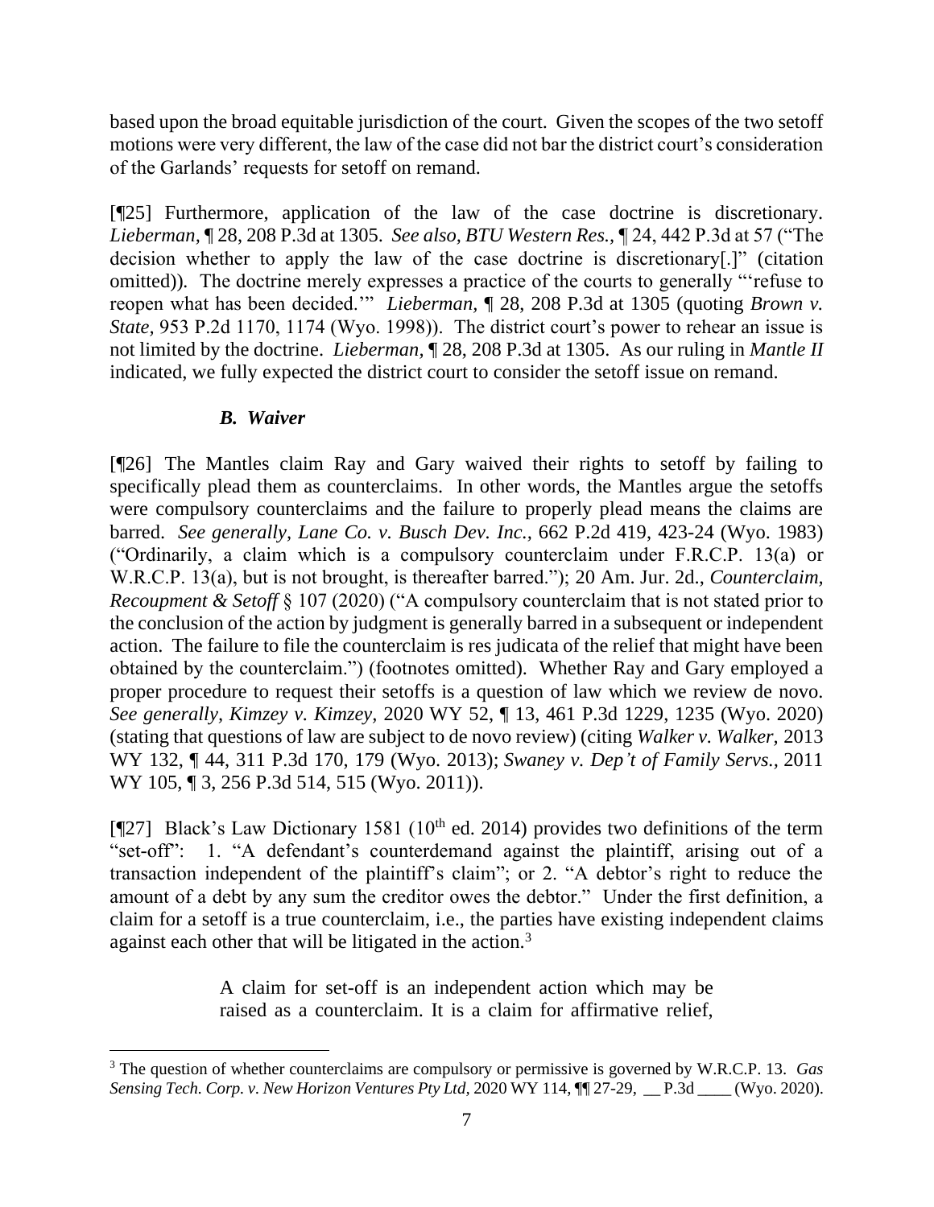based upon the broad equitable jurisdiction of the court. Given the scopes of the two setoff motions were very different, the law of the case did not bar the district court's consideration of the Garlands' requests for setoff on remand.

[¶25] Furthermore, application of the law of the case doctrine is discretionary. *Lieberman,* ¶ 28, 208 P.3d at 1305. *See also, BTU Western Res.,* ¶ 24, 442 P.3d at 57 ("The decision whether to apply the law of the case doctrine is discretionary[.]" (citation omitted)). The doctrine merely expresses a practice of the courts to generally "'refuse to reopen what has been decided.'" *Lieberman,* ¶ 28, 208 P.3d at 1305 (quoting *Brown v. State,* 953 P.2d 1170, 1174 (Wyo. 1998)). The district court's power to rehear an issue is not limited by the doctrine. *Lieberman,* ¶ 28, 208 P.3d at 1305. As our ruling in *Mantle II* indicated, we fully expected the district court to consider the setoff issue on remand.

### *B. Waiver*

[¶26] The Mantles claim Ray and Gary waived their rights to setoff by failing to specifically plead them as counterclaims. In other words, the Mantles argue the setoffs were compulsory counterclaims and the failure to properly plead means the claims are barred. *See generally, Lane Co. v. Busch Dev. Inc.,* 662 P.2d 419, 423-24 (Wyo. 1983) ("Ordinarily, a claim which is a compulsory counterclaim under F.R.C.P. 13(a) or W.R.C.P. 13(a), but is not brought, is thereafter barred."); 20 Am. Jur. 2d., *Counterclaim, Recoupment & Setoff* § 107 (2020) ("A compulsory counterclaim that is not stated prior to the conclusion of the action by judgment is generally barred in a subsequent or independent action. The failure to file the counterclaim is res judicata of the relief that might have been obtained by the counterclaim.") (footnotes omitted). Whether Ray and Gary employed a proper procedure to request their setoffs is a question of law which we review de novo. *See generally, Kimzey v. Kimzey,* 2020 WY 52, ¶ 13, 461 P.3d 1229, 1235 (Wyo. 2020) (stating that questions of law are subject to de novo review) (citing *Walker v. Walker,* 2013 WY 132, ¶ 44, 311 P.3d 170, 179 (Wyo. 2013); *Swaney v. Dep't of Family Servs.,* 2011 WY 105, ¶ 3, 256 P.3d 514, 515 (Wyo. 2011)).

[¶27] Black's Law Dictionary 1581 (10th ed. 2014) provides two definitions of the term "set-off": 1. "A defendant's counterdemand against the plaintiff, arising out of a transaction independent of the plaintiff's claim"; or 2. "A debtor's right to reduce the amount of a debt by any sum the creditor owes the debtor." Under the first definition, a claim for a setoff is a true counterclaim, i.e., the parties have existing independent claims against each other that will be litigated in the action.[3]

> A claim for set-off is an independent action which may be raised as a counterclaim. It is a claim for affirmative relief,

[3] The question of whether counterclaims are compulsory or permissive is governed by W.R.C.P. 13. *Gas Sensing Tech. Corp. v. New Horizon Ventures Pty Ltd,* 2020 WY 114, ¶¶ 27-29, \_\_ P.3d \_\_\_\_ (Wyo. 2020).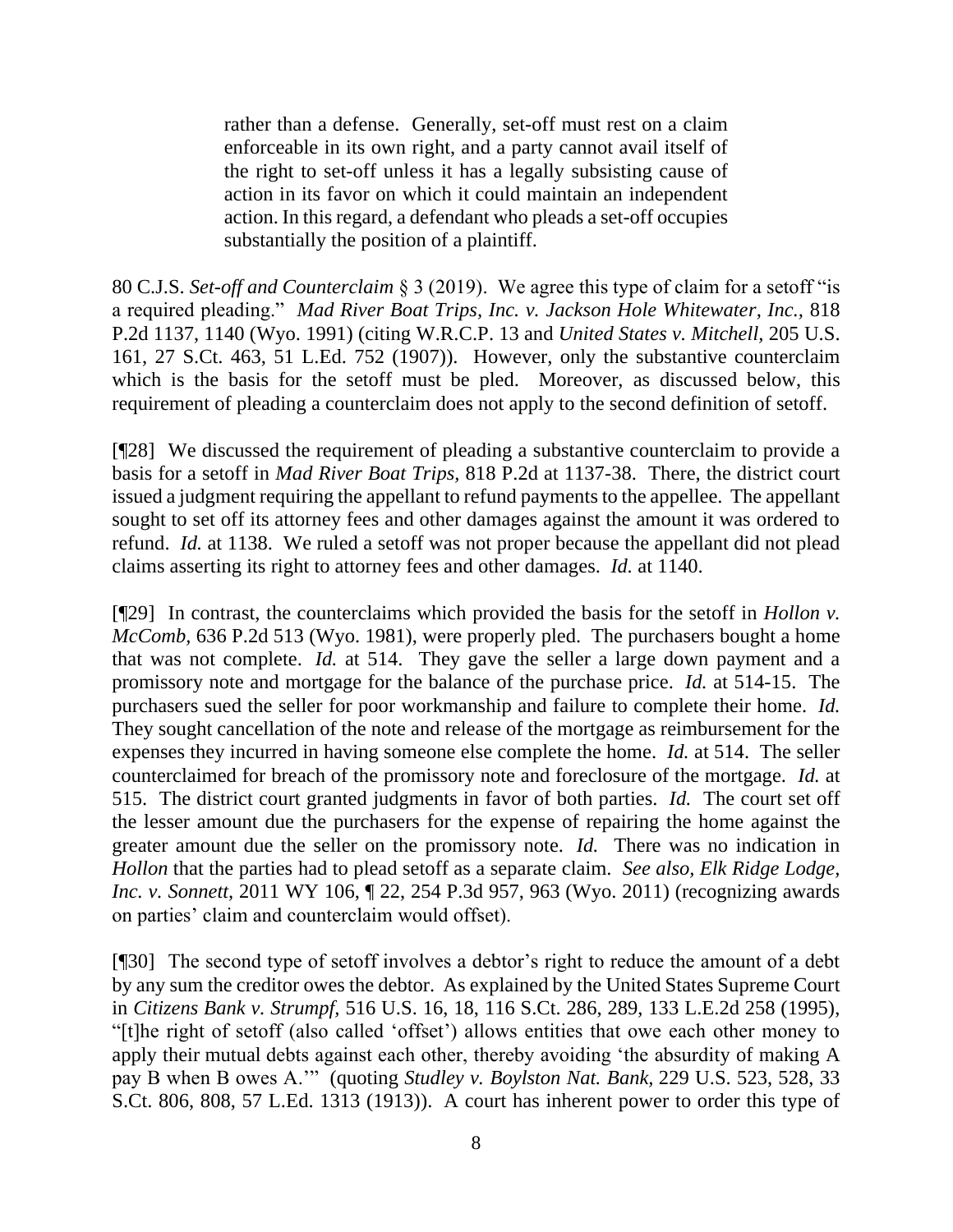> rather than a defense. Generally, set-off must rest on a claim enforceable in its own right, and a party cannot avail itself of the right to set-off unless it has a legally subsisting cause of action in its favor on which it could maintain an independent action. In this regard, a defendant who pleads a set-off occupies substantially the position of a plaintiff.

80 C.J.S. *Set-off and Counterclaim* § 3 (2019). We agree this type of claim for a setoff "is a required pleading." *Mad River Boat Trips, Inc. v. Jackson Hole Whitewater, Inc.*, 818 P.2d 1137, 1140 (Wyo. 1991) (citing W.R.C.P. 13 and *United States v. Mitchell*, 205 U.S. 161, 27 S.Ct. 463, 51 L.Ed. 752 (1907)). However, only the substantive counterclaim which is the basis for the setoff must be pled. Moreover, as discussed below, this requirement of pleading a counterclaim does not apply to the second definition of setoff.

[¶28] We discussed the requirement of pleading a substantive counterclaim to provide a basis for a setoff in *Mad River Boat Trips*, 818 P.2d at 1137-38. There, the district court issued a judgment requiring the appellant to refund payments to the appellee. The appellant sought to set off its attorney fees and other damages against the amount it was ordered to refund. *Id.* at 1138. We ruled a setoff was not proper because the appellant did not plead claims asserting its right to attorney fees and other damages. *Id.* at 1140.

[¶29] In contrast, the counterclaims which provided the basis for the setoff in *Hollon v. McComb*, 636 P.2d 513 (Wyo. 1981), were properly pled. The purchasers bought a home that was not complete. *Id.* at 514. They gave the seller a large down payment and a promissory note and mortgage for the balance of the purchase price. *Id.* at 514-15. The purchasers sued the seller for poor workmanship and failure to complete their home. *Id.* They sought cancellation of the note and release of the mortgage as reimbursement for the expenses they incurred in having someone else complete the home. *Id.* at 514. The seller counterclaimed for breach of the promissory note and foreclosure of the mortgage. *Id.* at 515. The district court granted judgments in favor of both parties. *Id.* The court set off the lesser amount due the purchasers for the expense of repairing the home against the greater amount due the seller on the promissory note. *Id.* There was no indication in *Hollon* that the parties had to plead setoff as a separate claim. *See also*, *Elk Ridge Lodge, Inc. v. Sonnett*, 2011 WY 106, ¶ 22, 254 P.3d 957, 963 (Wyo. 2011) (recognizing awards on parties' claim and counterclaim would offset).

[¶30] The second type of setoff involves a debtor's right to reduce the amount of a debt by any sum the creditor owes the debtor. As explained by the United States Supreme Court in *Citizens Bank v. Strumpf*, 516 U.S. 16, 18, 116 S.Ct. 286, 289, 133 L.E.2d 258 (1995), "[t]he right of setoff (also called 'offset') allows entities that owe each other money to apply their mutual debts against each other, thereby avoiding 'the absurdity of making A pay B when B owes A.'" (quoting *Studley v. Boylston Nat. Bank*, 229 U.S. 523, 528, 33 S.Ct. 806, 808, 57 L.Ed. 1313 (1913)). A court has inherent power to order this type of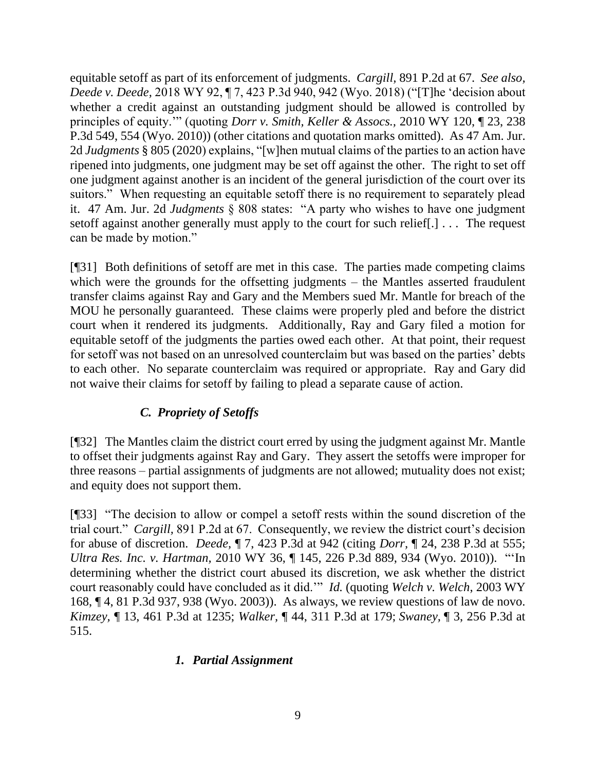equitable setoff as part of its enforcement of judgments. *Cargill*, 891 P.2d at 67. *See also, Deede v. Deede*, 2018 WY 92, ¶ 7, 423 P.3d 940, 942 (Wyo. 2018) ("[T]he 'decision about whether a credit against an outstanding judgment should be allowed is controlled by principles of equity.'" (quoting *Dorr v. Smith, Keller & Assocs.*, 2010 WY 120, ¶ 23, 238 P.3d 549, 554 (Wyo. 2010)) (other citations and quotation marks omitted). As 47 Am. Jur. 2d *Judgments* § 805 (2020) explains, "[w]hen mutual claims of the parties to an action have ripened into judgments, one judgment may be set off against the other. The right to set off one judgment against another is an incident of the general jurisdiction of the court over its suitors." When requesting an equitable setoff there is no requirement to separately plead it. 47 Am. Jur. 2d *Judgments* § 808 states: "A party who wishes to have one judgment setoff against another generally must apply to the court for such relief[.] . . . The request can be made by motion."

[¶31] Both definitions of setoff are met in this case. The parties made competing claims which were the grounds for the offsetting judgments – the Mantles asserted fraudulent transfer claims against Ray and Gary and the Members sued Mr. Mantle for breach of the MOU he personally guaranteed. These claims were properly pled and before the district court when it rendered its judgments. Additionally, Ray and Gary filed a motion for equitable setoff of the judgments the parties owed each other. At that point, their request for setoff was not based on an unresolved counterclaim but was based on the parties' debts to each other. No separate counterclaim was required or appropriate. Ray and Gary did not waive their claims for setoff by failing to plead a separate cause of action.

### *C. Propriety of Setoffs*

[¶32] The Mantles claim the district court erred by using the judgment against Mr. Mantle to offset their judgments against Ray and Gary. They assert the setoffs were improper for three reasons – partial assignments of judgments are not allowed; mutuality does not exist; and equity does not support them.

[¶33] "The decision to allow or compel a setoff rests within the sound discretion of the trial court." *Cargill*, 891 P.2d at 67. Consequently, we review the district court's decision for abuse of discretion. *Deede*, ¶ 7, 423 P.3d at 942 (citing *Dorr*, ¶ 24, 238 P.3d at 555; *Ultra Res. Inc. v. Hartman*, 2010 WY 36, ¶ 145, 226 P.3d 889, 934 (Wyo. 2010)). "'In determining whether the district court abused its discretion, we ask whether the district court reasonably could have concluded as it did.'" *Id.* (quoting *Welch v. Welch*, 2003 WY 168, ¶ 4, 81 P.3d 937, 938 (Wyo. 2003)). As always, we review questions of law de novo. *Kimzey*, ¶ 13, 461 P.3d at 1235; *Walker*, ¶ 44, 311 P.3d at 179; *Swaney*, ¶ 3, 256 P.3d at 515.

#### *1. Partial Assignment*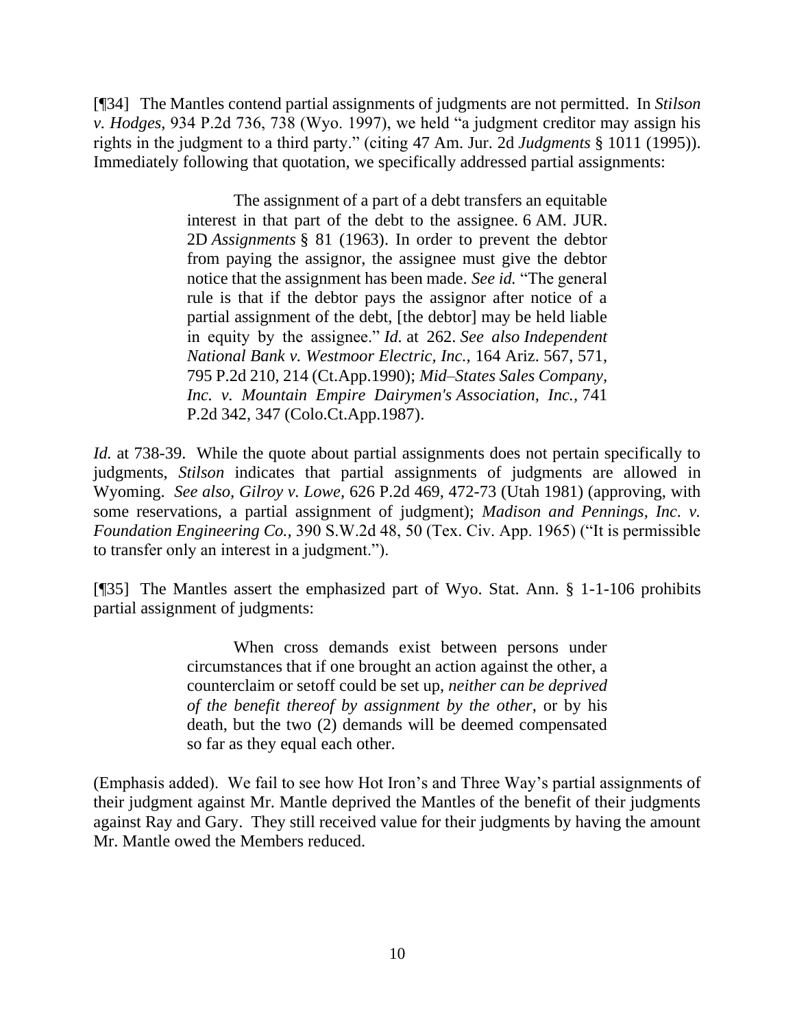[¶34] The Mantles contend partial assignments of judgments are not permitted. In *Stilson v. Hodges,* 934 P.2d 736, 738 (Wyo. 1997), we held "a judgment creditor may assign his rights in the judgment to a third party." (citing 47 Am. Jur. 2d *Judgments* § 1011 (1995)). Immediately following that quotation, we specifically addressed partial assignments:

> The assignment of a part of a debt transfers an equitable interest in that part of the debt to the assignee. 6 AM. JUR. 2D *Assignments* § 81 (1963). In order to prevent the debtor from paying the assignor, the assignee must give the debtor notice that the assignment has been made. *See id.* "The general rule is that if the debtor pays the assignor after notice of a partial assignment of the debt, [the debtor] may be held liable in equity by the assignee." *Id.* at 262. *See also Independent National Bank v. Westmoor Electric, Inc.,* 164 Ariz. 567, 571, 795 P.2d 210, 214 (Ct.App.1990); *Mid–States Sales Company, Inc. v. Mountain Empire Dairymen's Association, Inc.,* 741 P.2d 342, 347 (Colo.Ct.App.1987).

*Id.* at 738-39. While the quote about partial assignments does not pertain specifically to judgments, *Stilson* indicates that partial assignments of judgments are allowed in Wyoming. *See also, Gilroy v. Lowe,* 626 P.2d 469, 472-73 (Utah 1981) (approving, with some reservations, a partial assignment of judgment); *Madison and Pennings, Inc. v. Foundation Engineering Co.,* 390 S.W.2d 48, 50 (Tex. Civ. App. 1965) ("It is permissible to transfer only an interest in a judgment.").

[¶35] The Mantles assert the emphasized part of Wyo. Stat. Ann. § 1-1-106 prohibits partial assignment of judgments:

> When cross demands exist between persons under circumstances that if one brought an action against the other, a counterclaim or setoff could be set up, *neither can be deprived of the benefit thereof by assignment by the other*, or by his death, but the two (2) demands will be deemed compensated so far as they equal each other.

(Emphasis added). We fail to see how Hot Iron's and Three Way's partial assignments of their judgment against Mr. Mantle deprived the Mantles of the benefit of their judgments against Ray and Gary. They still received value for their judgments by having the amount Mr. Mantle owed the Members reduced.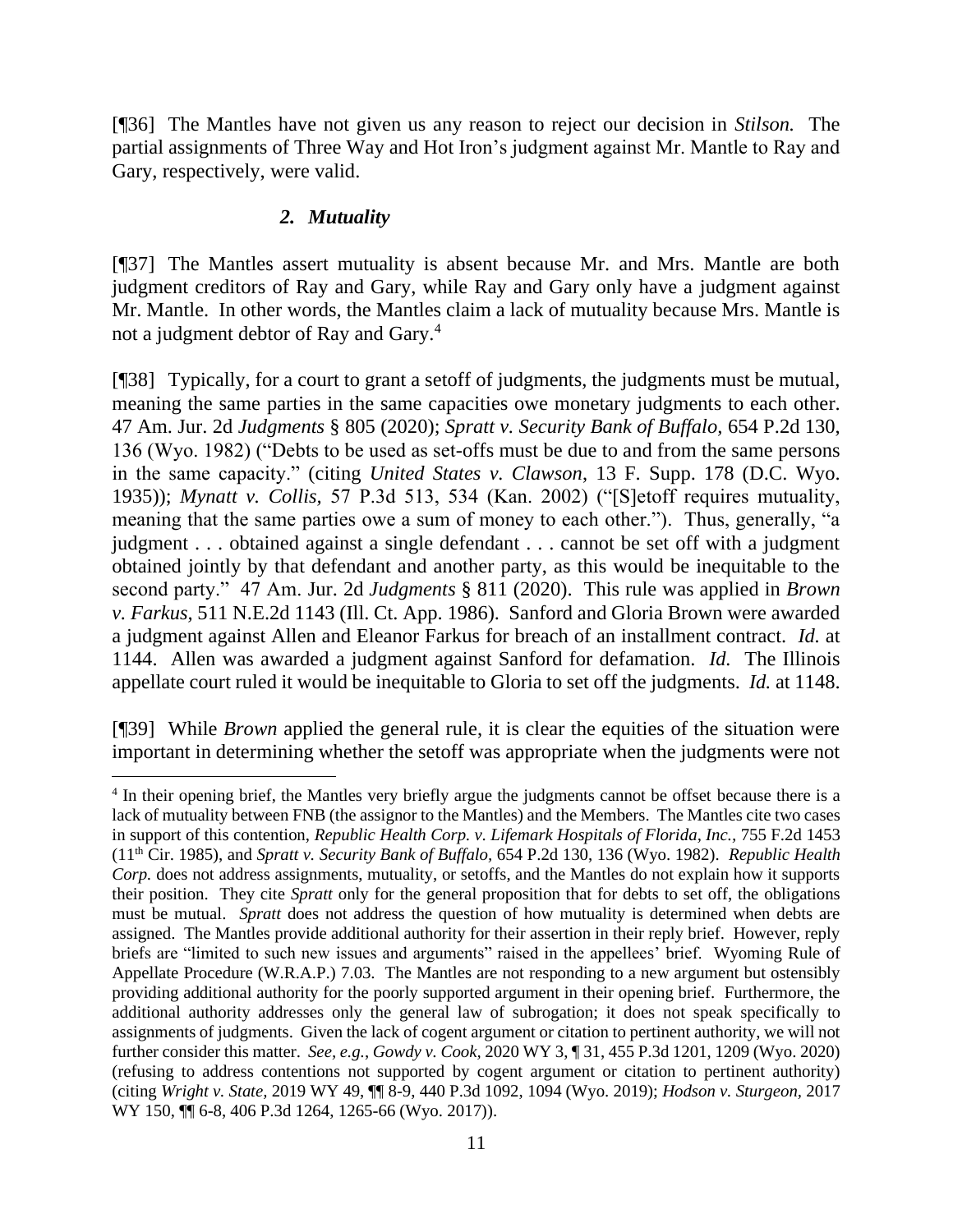[¶36] The Mantles have not given us any reason to reject our decision in *Stilson.* The partial assignments of Three Way and Hot Iron's judgment against Mr. Mantle to Ray and Gary, respectively, were valid.

### *2. Mutuality*

[¶37] The Mantles assert mutuality is absent because Mr. and Mrs. Mantle are both judgment creditors of Ray and Gary, while Ray and Gary only have a judgment against Mr. Mantle. In other words, the Mantles claim a lack of mutuality because Mrs. Mantle is not a judgment debtor of Ray and Gary.[4]

[¶38] Typically, for a court to grant a setoff of judgments, the judgments must be mutual, meaning the same parties in the same capacities owe monetary judgments to each other. 47 Am. Jur. 2d *Judgments* § 805 (2020); *Spratt v. Security Bank of Buffalo,* 654 P.2d 130, 136 (Wyo. 1982) ("Debts to be used as set-offs must be due to and from the same persons in the same capacity." (citing *United States v. Clawson,* 13 F. Supp. 178 (D.C. Wyo. 1935)); *Mynatt v. Collis,* 57 P.3d 513, 534 (Kan. 2002) ("[S]etoff requires mutuality, meaning that the same parties owe a sum of money to each other."). Thus, generally, "a judgment . . . obtained against a single defendant . . . cannot be set off with a judgment obtained jointly by that defendant and another party, as this would be inequitable to the second party." 47 Am. Jur. 2d *Judgments* § 811 (2020). This rule was applied in *Brown v. Farkus,* 511 N.E.2d 1143 (Ill. Ct. App. 1986). Sanford and Gloria Brown were awarded a judgment against Allen and Eleanor Farkus for breach of an installment contract. *Id.* at 1144. Allen was awarded a judgment against Sanford for defamation. *Id.* The Illinois appellate court ruled it would be inequitable to Gloria to set off the judgments. *Id.* at 1148.

[¶39] While *Brown* applied the general rule, it is clear the equities of the situation were important in determining whether the setoff was appropriate when the judgments were not

---

[4] In their opening brief, the Mantles very briefly argue the judgments cannot be offset because there is a lack of mutuality between FNB (the assignor to the Mantles) and the Members. The Mantles cite two cases in support of this contention, *Republic Health Corp. v. Lifemark Hospitals of Florida, Inc.,* 755 F.2d 1453 (11th Cir. 1985), and *Spratt v. Security Bank of Buffalo,* 654 P.2d 130, 136 (Wyo. 1982). *Republic Health Corp.* does not address assignments, mutuality, or setoffs, and the Mantles do not explain how it supports their position. They cite *Spratt* only for the general proposition that for debts to set off, the obligations must be mutual. *Spratt* does not address the question of how mutuality is determined when debts are assigned. The Mantles provide additional authority for their assertion in their reply brief. However, reply briefs are "limited to such new issues and arguments" raised in the appellees' brief. Wyoming Rule of Appellate Procedure (W.R.A.P.) 7.03. The Mantles are not responding to a new argument but ostensibly providing additional authority for the poorly supported argument in their opening brief. Furthermore, the additional authority addresses only the general law of subrogation; it does not speak specifically to assignments of judgments. Given the lack of cogent argument or citation to pertinent authority, we will not further consider this matter. *See, e.g., Gowdy v. Cook,* 2020 WY 3, ¶ 31, 455 P.3d 1201, 1209 (Wyo. 2020) (refusing to address contentions not supported by cogent argument or citation to pertinent authority) (citing *Wright v. State,* 2019 WY 49, ¶¶ 8-9, 440 P.3d 1092, 1094 (Wyo. 2019); *Hodson v. Sturgeon,* 2017 WY 150, ¶¶ 6-8, 406 P.3d 1264, 1265-66 (Wyo. 2017)).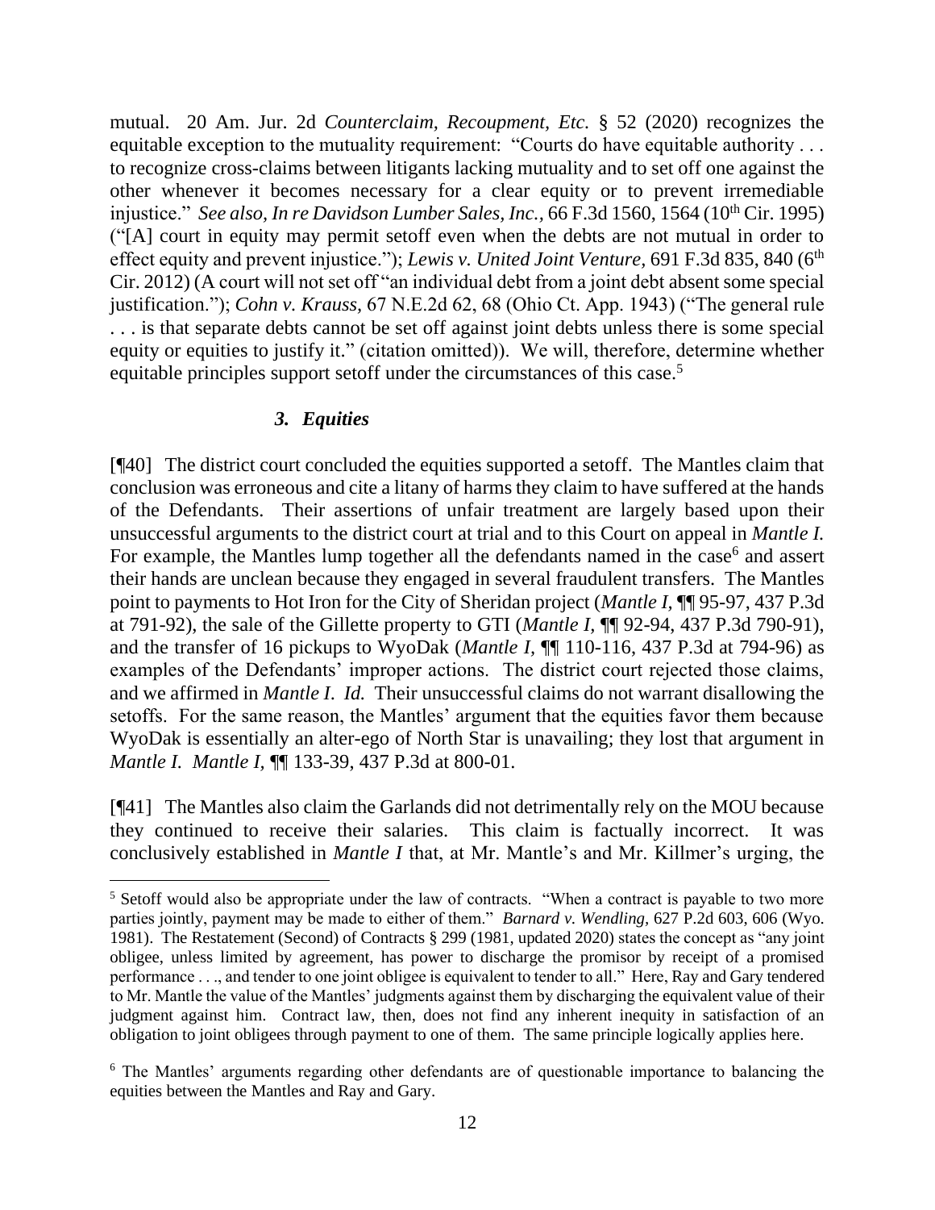mutual. 20 Am. Jur. 2d *Counterclaim, Recoupment, Etc.* § 52 (2020) recognizes the equitable exception to the mutuality requirement: "Courts do have equitable authority . . . to recognize cross-claims between litigants lacking mutuality and to set off one against the other whenever it becomes necessary for a clear equity or to prevent irremediable injustice." *See also, In re Davidson Lumber Sales, Inc.,* 66 F.3d 1560, 1564 (10th Cir. 1995) ("[A] court in equity may permit setoff even when the debts are not mutual in order to effect equity and prevent injustice."); *Lewis v. United Joint Venture,* 691 F.3d 835, 840 (6th Cir. 2012) (A court will not set off "an individual debt from a joint debt absent some special justification."); *Cohn v. Krauss,* 67 N.E.2d 62, 68 (Ohio Ct. App. 1943) ("The general rule . . . is that separate debts cannot be set off against joint debts unless there is some special equity or equities to justify it." (citation omitted)). We will, therefore, determine whether equitable principles support setoff under the circumstances of this case.[5]

### *3. Equities*

[¶40] The district court concluded the equities supported a setoff. The Mantles claim that conclusion was erroneous and cite a litany of harms they claim to have suffered at the hands of the Defendants. Their assertions of unfair treatment are largely based upon their unsuccessful arguments to the district court at trial and to this Court on appeal in *Mantle I.* For example, the Mantles lump together all the defendants named in the case[6] and assert their hands are unclean because they engaged in several fraudulent transfers. The Mantles point to payments to Hot Iron for the City of Sheridan project (*Mantle I,* ¶¶ 95-97, 437 P.3d at 791-92), the sale of the Gillette property to GTI (*Mantle I,* ¶¶ 92-94, 437 P.3d 790-91), and the transfer of 16 pickups to WyoDak (*Mantle I,* ¶¶ 110-116, 437 P.3d at 794-96) as examples of the Defendants' improper actions. The district court rejected those claims, and we affirmed in *Mantle I. Id.* Their unsuccessful claims do not warrant disallowing the setoffs. For the same reason, the Mantles' argument that the equities favor them because WyoDak is essentially an alter-ego of North Star is unavailing; they lost that argument in *Mantle I. Mantle I,* ¶¶ 133-39, 437 P.3d at 800-01.

[¶41] The Mantles also claim the Garlands did not detrimentally rely on the MOU because they continued to receive their salaries. This claim is factually incorrect. It was conclusively established in *Mantle I* that, at Mr. Mantle's and Mr. Killmer's urging, the

---

[5] Setoff would also be appropriate under the law of contracts. "When a contract is payable to two more parties jointly, payment may be made to either of them." *Barnard v. Wendling,* 627 P.2d 603, 606 (Wyo. 1981). The Restatement (Second) of Contracts § 299 (1981, updated 2020) states the concept as "any joint obligee, unless limited by agreement, has power to discharge the promisor by receipt of a promised performance . . ., and tender to one joint obligee is equivalent to tender to all." Here, Ray and Gary tendered to Mr. Mantle the value of the Mantles' judgments against them by discharging the equivalent value of their judgment against him. Contract law, then, does not find any inherent inequity in satisfaction of an obligation to joint obligees through payment to one of them. The same principle logically applies here.

[6] The Mantles' arguments regarding other defendants are of questionable importance to balancing the equities between the Mantles and Ray and Gary.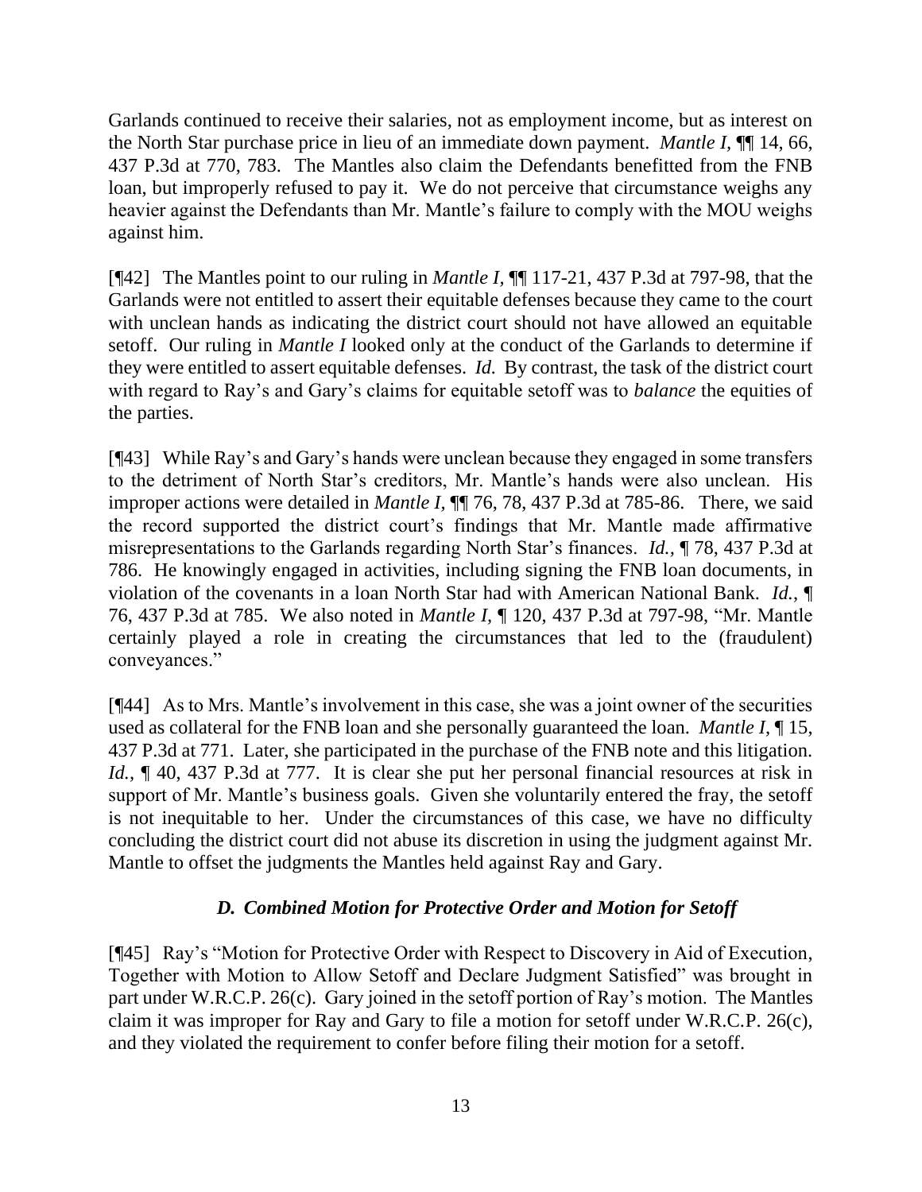Garlands continued to receive their salaries, not as employment income, but as interest on the North Star purchase price in lieu of an immediate down payment. *Mantle I,* ¶¶ 14, 66, 437 P.3d at 770, 783. The Mantles also claim the Defendants benefitted from the FNB loan, but improperly refused to pay it. We do not perceive that circumstance weighs any heavier against the Defendants than Mr. Mantle's failure to comply with the MOU weighs against him.

[¶42] The Mantles point to our ruling in *Mantle I,* ¶¶ 117-21, 437 P.3d at 797-98, that the Garlands were not entitled to assert their equitable defenses because they came to the court with unclean hands as indicating the district court should not have allowed an equitable setoff. Our ruling in *Mantle I* looked only at the conduct of the Garlands to determine if they were entitled to assert equitable defenses. *Id.* By contrast, the task of the district court with regard to Ray's and Gary's claims for equitable setoff was to *balance* the equities of the parties.

[¶43] While Ray's and Gary's hands were unclean because they engaged in some transfers to the detriment of North Star's creditors, Mr. Mantle's hands were also unclean. His improper actions were detailed in *Mantle I,* ¶¶ 76, 78, 437 P.3d at 785-86. There, we said the record supported the district court's findings that Mr. Mantle made affirmative misrepresentations to the Garlands regarding North Star's finances. *Id.,* ¶ 78, 437 P.3d at 786. He knowingly engaged in activities, including signing the FNB loan documents, in violation of the covenants in a loan North Star had with American National Bank. *Id.*, ¶ 76, 437 P.3d at 785. We also noted in *Mantle I,* ¶ 120, 437 P.3d at 797-98, "Mr. Mantle certainly played a role in creating the circumstances that led to the (fraudulent) conveyances."

[¶44] As to Mrs. Mantle's involvement in this case, she was a joint owner of the securities used as collateral for the FNB loan and she personally guaranteed the loan. *Mantle I,* ¶ 15, 437 P.3d at 771. Later, she participated in the purchase of the FNB note and this litigation. *Id.,* ¶ 40, 437 P.3d at 777. It is clear she put her personal financial resources at risk in support of Mr. Mantle's business goals. Given she voluntarily entered the fray, the setoff is not inequitable to her. Under the circumstances of this case, we have no difficulty concluding the district court did not abuse its discretion in using the judgment against Mr. Mantle to offset the judgments the Mantles held against Ray and Gary.

### *D. Combined Motion for Protective Order and Motion for Setoff*

[¶45] Ray's "Motion for Protective Order with Respect to Discovery in Aid of Execution, Together with Motion to Allow Setoff and Declare Judgment Satisfied" was brought in part under W.R.C.P. 26(c). Gary joined in the setoff portion of Ray's motion. The Mantles claim it was improper for Ray and Gary to file a motion for setoff under W.R.C.P. 26(c), and they violated the requirement to confer before filing their motion for a setoff.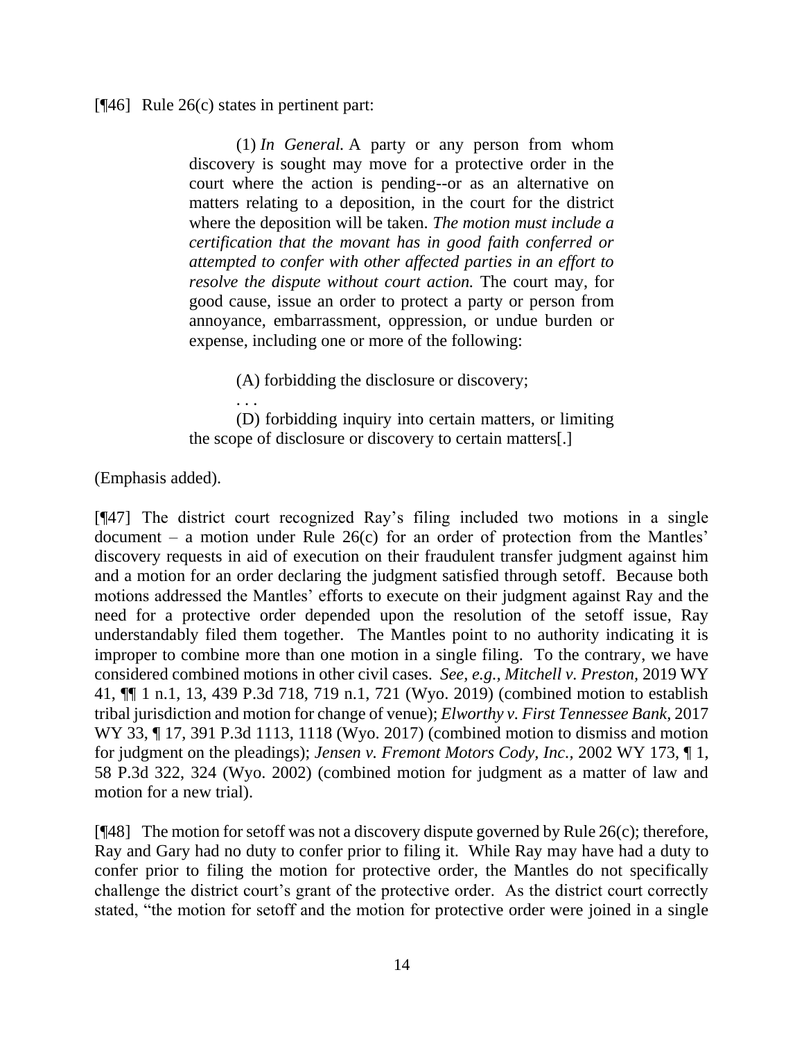[¶46] Rule 26(c) states in pertinent part:

> (1) *In General.* A party or any person from whom discovery is sought may move for a protective order in the court where the action is pending--or as an alternative on matters relating to a deposition, in the court for the district where the deposition will be taken. *The motion must include a certification that the movant has in good faith conferred or attempted to confer with other affected parties in an effort to resolve the dispute without court action.* The court may, for good cause, issue an order to protect a party or person from annoyance, embarrassment, oppression, or undue burden or expense, including one or more of the following:
>
> (A) forbidding the disclosure or discovery;
>
> . . .
>
> (D) forbidding inquiry into certain matters, or limiting the scope of disclosure or discovery to certain matters[.]

(Emphasis added).

[¶47] The district court recognized Ray's filing included two motions in a single document – a motion under Rule 26(c) for an order of protection from the Mantles' discovery requests in aid of execution on their fraudulent transfer judgment against him and a motion for an order declaring the judgment satisfied through setoff. Because both motions addressed the Mantles' efforts to execute on their judgment against Ray and the need for a protective order depended upon the resolution of the setoff issue, Ray understandably filed them together. The Mantles point to no authority indicating it is improper to combine more than one motion in a single filing. To the contrary, we have considered combined motions in other civil cases. *See, e.g., Mitchell v. Preston,* 2019 WY 41, ¶¶ 1 n.1, 13, 439 P.3d 718, 719 n.1, 721 (Wyo. 2019) (combined motion to establish tribal jurisdiction and motion for change of venue); *Elworthy v. First Tennessee Bank,* 2017 WY 33, ¶ 17, 391 P.3d 1113, 1118 (Wyo. 2017) (combined motion to dismiss and motion for judgment on the pleadings); *Jensen v. Fremont Motors Cody, Inc.,* 2002 WY 173, ¶ 1, 58 P.3d 322, 324 (Wyo. 2002) (combined motion for judgment as a matter of law and motion for a new trial).

[¶48] The motion for setoff was not a discovery dispute governed by Rule 26(c); therefore, Ray and Gary had no duty to confer prior to filing it. While Ray may have had a duty to confer prior to filing the motion for protective order, the Mantles do not specifically challenge the district court's grant of the protective order. As the district court correctly stated, "the motion for setoff and the motion for protective order were joined in a single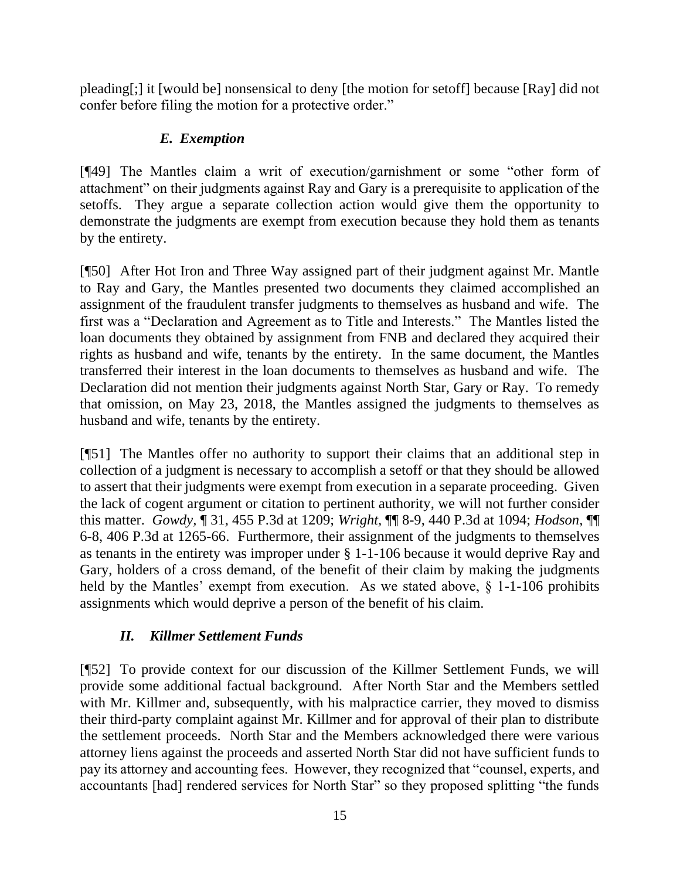pleading[;] it [would be] nonsensical to deny [the motion for setoff] because [Ray] did not confer before filing the motion for a protective order."

### *E. Exemption*

[¶49] The Mantles claim a writ of execution/garnishment or some "other form of attachment" on their judgments against Ray and Gary is a prerequisite to application of the setoffs. They argue a separate collection action would give them the opportunity to demonstrate the judgments are exempt from execution because they hold them as tenants by the entirety.

[¶50] After Hot Iron and Three Way assigned part of their judgment against Mr. Mantle to Ray and Gary, the Mantles presented two documents they claimed accomplished an assignment of the fraudulent transfer judgments to themselves as husband and wife. The first was a "Declaration and Agreement as to Title and Interests." The Mantles listed the loan documents they obtained by assignment from FNB and declared they acquired their rights as husband and wife, tenants by the entirety. In the same document, the Mantles transferred their interest in the loan documents to themselves as husband and wife. The Declaration did not mention their judgments against North Star, Gary or Ray. To remedy that omission, on May 23, 2018, the Mantles assigned the judgments to themselves as husband and wife, tenants by the entirety.

[¶51] The Mantles offer no authority to support their claims that an additional step in collection of a judgment is necessary to accomplish a setoff or that they should be allowed to assert that their judgments were exempt from execution in a separate proceeding. Given the lack of cogent argument or citation to pertinent authority, we will not further consider this matter. *Gowdy*, ¶ 31, 455 P.3d at 1209; *Wright*, ¶¶ 8-9, 440 P.3d at 1094; *Hodson*, ¶¶ 6-8, 406 P.3d at 1265-66. Furthermore, their assignment of the judgments to themselves as tenants in the entirety was improper under § 1-1-106 because it would deprive Ray and Gary, holders of a cross demand, of the benefit of their claim by making the judgments held by the Mantles' exempt from execution. As we stated above, § 1-1-106 prohibits assignments which would deprive a person of the benefit of his claim.

## *II. Killmer Settlement Funds*

[¶52] To provide context for our discussion of the Killmer Settlement Funds, we will provide some additional factual background. After North Star and the Members settled with Mr. Killmer and, subsequently, with his malpractice carrier, they moved to dismiss their third-party complaint against Mr. Killmer and for approval of their plan to distribute the settlement proceeds. North Star and the Members acknowledged there were various attorney liens against the proceeds and asserted North Star did not have sufficient funds to pay its attorney and accounting fees. However, they recognized that "counsel, experts, and accountants [had] rendered services for North Star" so they proposed splitting "the funds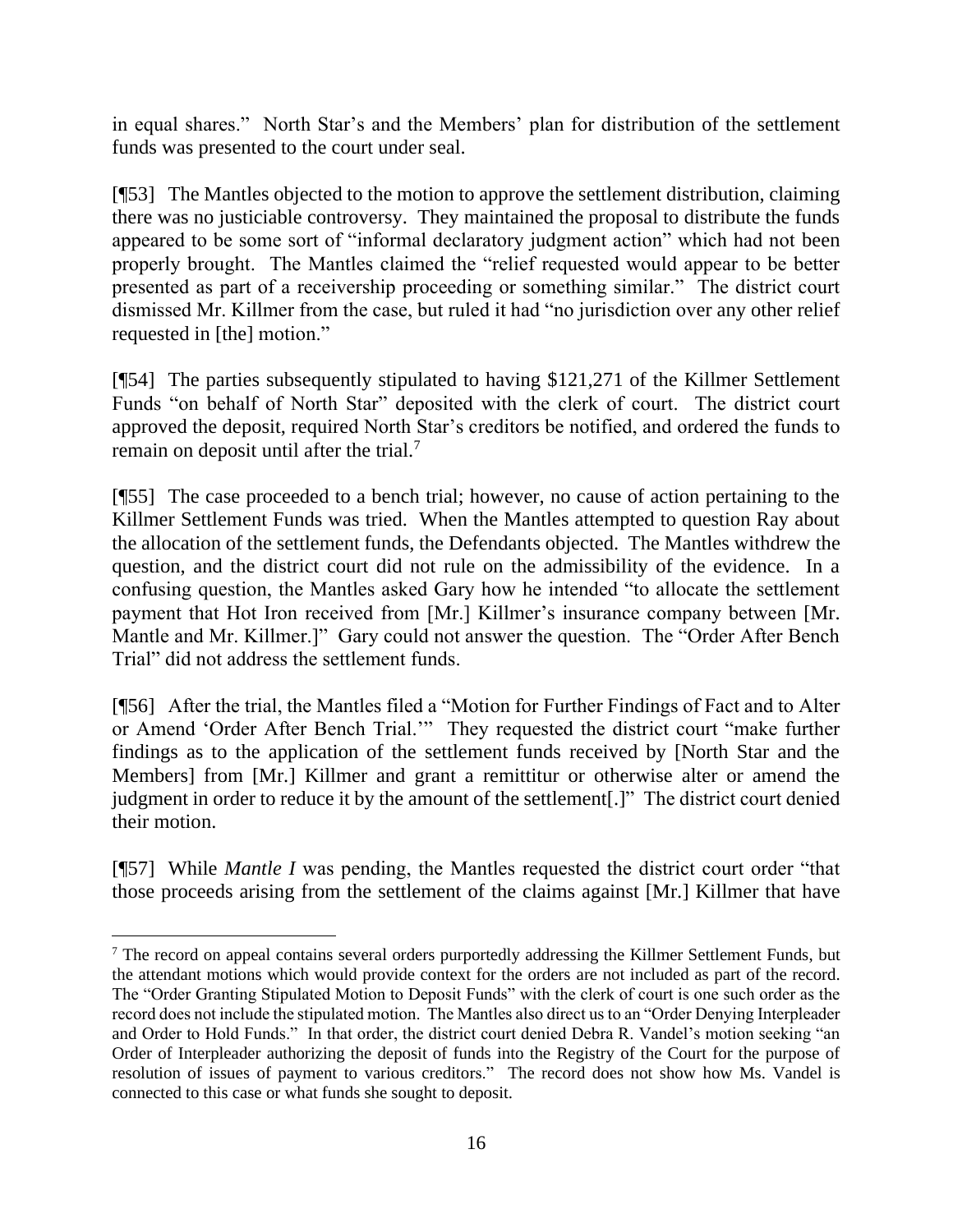in equal shares." North Star's and the Members' plan for distribution of the settlement funds was presented to the court under seal.

[¶53] The Mantles objected to the motion to approve the settlement distribution, claiming there was no justiciable controversy. They maintained the proposal to distribute the funds appeared to be some sort of "informal declaratory judgment action" which had not been properly brought. The Mantles claimed the "relief requested would appear to be better presented as part of a receivership proceeding or something similar." The district court dismissed Mr. Killmer from the case, but ruled it had "no jurisdiction over any other relief requested in [the] motion."

[¶54] The parties subsequently stipulated to having $121,271 of the Killmer Settlement Funds "on behalf of North Star" deposited with the clerk of court. The district court approved the deposit, required North Star's creditors be notified, and ordered the funds to remain on deposit until after the trial.[7]

[¶55] The case proceeded to a bench trial; however, no cause of action pertaining to the Killmer Settlement Funds was tried. When the Mantles attempted to question Ray about the allocation of the settlement funds, the Defendants objected. The Mantles withdrew the question, and the district court did not rule on the admissibility of the evidence. In a confusing question, the Mantles asked Gary how he intended "to allocate the settlement payment that Hot Iron received from [Mr.] Killmer's insurance company between [Mr. Mantle and Mr. Killmer.]" Gary could not answer the question. The "Order After Bench Trial" did not address the settlement funds.

[¶56] After the trial, the Mantles filed a "Motion for Further Findings of Fact and to Alter or Amend 'Order After Bench Trial.'" They requested the district court "make further findings as to the application of the settlement funds received by [North Star and the Members] from [Mr.] Killmer and grant a remittitur or otherwise alter or amend the judgment in order to reduce it by the amount of the settlement[.]" The district court denied their motion.

[¶57] While *Mantle I* was pending, the Mantles requested the district court order "that those proceeds arising from the settlement of the claims against [Mr.] Killmer that have

---

[7] The record on appeal contains several orders purportedly addressing the Killmer Settlement Funds, but the attendant motions which would provide context for the orders are not included as part of the record. The "Order Granting Stipulated Motion to Deposit Funds" with the clerk of court is one such order as the record does not include the stipulated motion. The Mantles also direct us to an "Order Denying Interpleader and Order to Hold Funds." In that order, the district court denied Debra R. Vandel's motion seeking "an Order of Interpleader authorizing the deposit of funds into the Registry of the Court for the purpose of resolution of issues of payment to various creditors." The record does not show how Ms. Vandel is connected to this case or what funds she sought to deposit.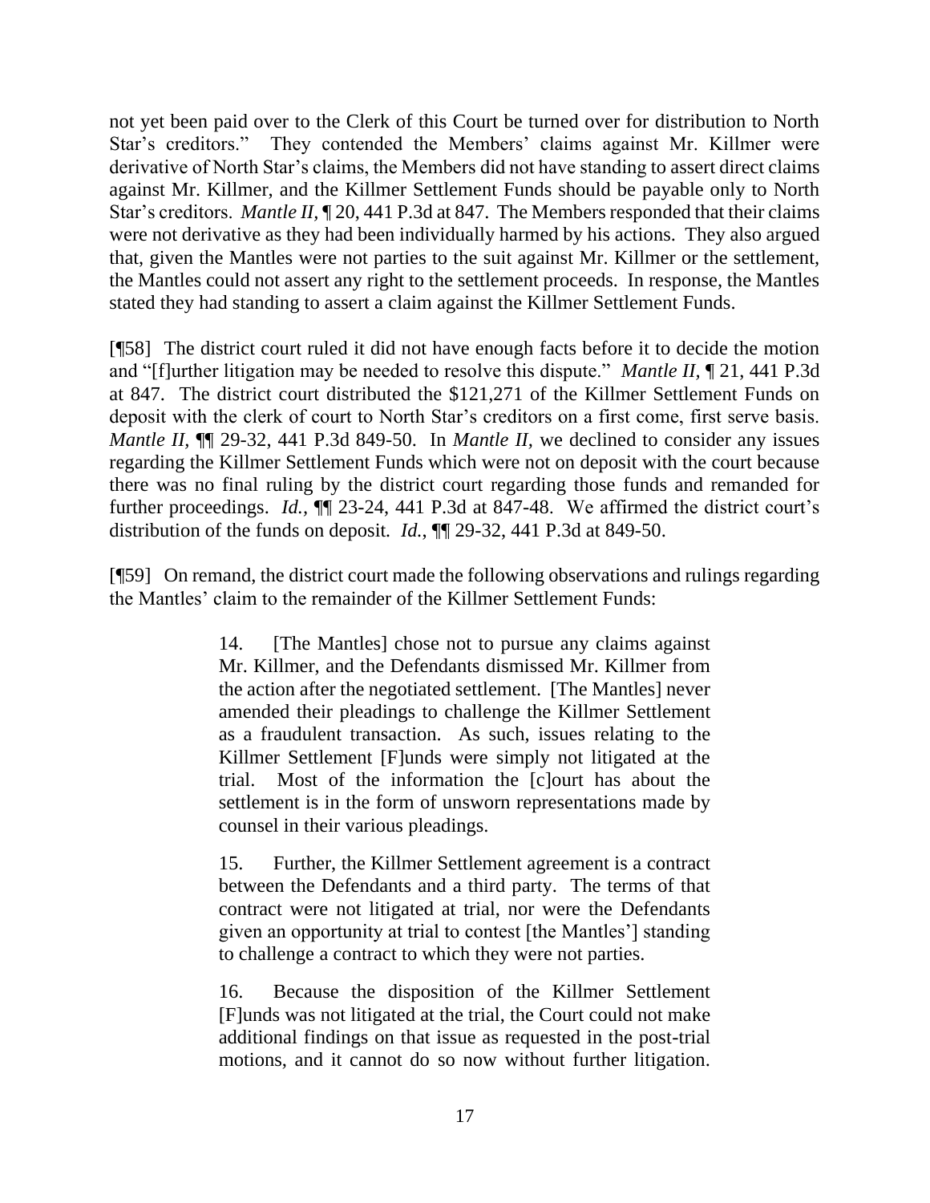not yet been paid over to the Clerk of this Court be turned over for distribution to North Star's creditors." They contended the Members' claims against Mr. Killmer were derivative of North Star's claims, the Members did not have standing to assert direct claims against Mr. Killmer, and the Killmer Settlement Funds should be payable only to North Star's creditors. *Mantle II*, ¶ 20, 441 P.3d at 847. The Members responded that their claims were not derivative as they had been individually harmed by his actions. They also argued that, given the Mantles were not parties to the suit against Mr. Killmer or the settlement, the Mantles could not assert any right to the settlement proceeds. In response, the Mantles stated they had standing to assert a claim against the Killmer Settlement Funds.

[¶58] The district court ruled it did not have enough facts before it to decide the motion and "[f]urther litigation may be needed to resolve this dispute." *Mantle II*, ¶ 21, 441 P.3d at 847. The district court distributed the $121,271 of the Killmer Settlement Funds on deposit with the clerk of court to North Star's creditors on a first come, first serve basis. *Mantle II*, ¶¶ 29-32, 441 P.3d 849-50. In *Mantle II*, we declined to consider any issues regarding the Killmer Settlement Funds which were not on deposit with the court because there was no final ruling by the district court regarding those funds and remanded for further proceedings. *Id.*, ¶¶ 23-24, 441 P.3d at 847-48. We affirmed the district court's distribution of the funds on deposit. *Id.*, ¶¶ 29-32, 441 P.3d at 849-50.

[¶59] On remand, the district court made the following observations and rulings regarding the Mantles' claim to the remainder of the Killmer Settlement Funds:

> 14. [The Mantles] chose not to pursue any claims against Mr. Killmer, and the Defendants dismissed Mr. Killmer from the action after the negotiated settlement. [The Mantles] never amended their pleadings to challenge the Killmer Settlement as a fraudulent transaction. As such, issues relating to the Killmer Settlement [F]unds were simply not litigated at the trial. Most of the information the [c]ourt has about the settlement is in the form of unsworn representations made by counsel in their various pleadings.
>
> 15. Further, the Killmer Settlement agreement is a contract between the Defendants and a third party. The terms of that contract were not litigated at trial, nor were the Defendants given an opportunity at trial to contest [the Mantles'] standing to challenge a contract to which they were not parties.
>
> 16. Because the disposition of the Killmer Settlement [F]unds was not litigated at the trial, the Court could not make additional findings on that issue as requested in the post-trial motions, and it cannot do so now without further litigation.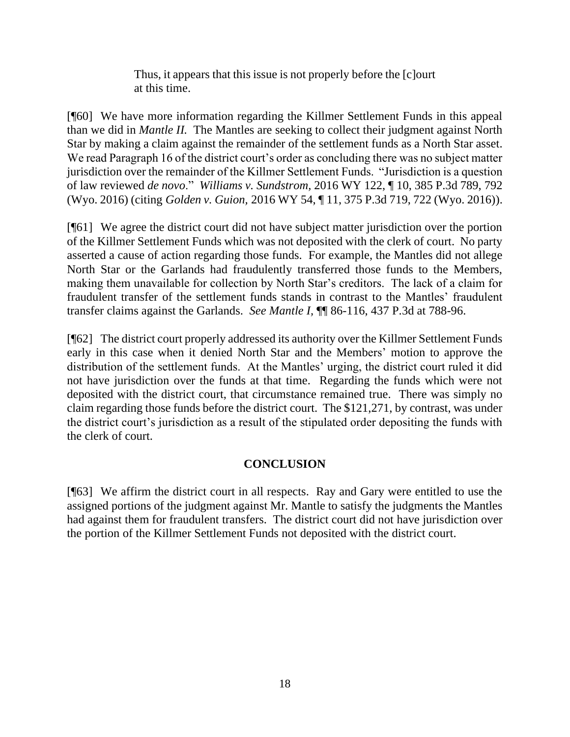> Thus, it appears that this issue is not properly before the [c]ourt at this time.

[¶60] We have more information regarding the Killmer Settlement Funds in this appeal than we did in *Mantle II.* The Mantles are seeking to collect their judgment against North Star by making a claim against the remainder of the settlement funds as a North Star asset. We read Paragraph 16 of the district court's order as concluding there was no subject matter jurisdiction over the remainder of the Killmer Settlement Funds. "Jurisdiction is a question of law reviewed *de novo*." *Williams v. Sundstrom,* 2016 WY 122, ¶ 10, 385 P.3d 789, 792 (Wyo. 2016) (citing *Golden v. Guion,* 2016 WY 54, ¶ 11, 375 P.3d 719, 722 (Wyo. 2016)).

[¶61] We agree the district court did not have subject matter jurisdiction over the portion of the Killmer Settlement Funds which was not deposited with the clerk of court. No party asserted a cause of action regarding those funds. For example, the Mantles did not allege North Star or the Garlands had fraudulently transferred those funds to the Members, making them unavailable for collection by North Star's creditors. The lack of a claim for fraudulent transfer of the settlement funds stands in contrast to the Mantles' fraudulent transfer claims against the Garlands. *See Mantle I,* ¶¶ 86-116, 437 P.3d at 788-96.

[¶62] The district court properly addressed its authority over the Killmer Settlement Funds early in this case when it denied North Star and the Members' motion to approve the distribution of the settlement funds. At the Mantles' urging, the district court ruled it did not have jurisdiction over the funds at that time. Regarding the funds which were not deposited with the district court, that circumstance remained true. There was simply no claim regarding those funds before the district court. The $121,271, by contrast, was under the district court's jurisdiction as a result of the stipulated order depositing the funds with the clerk of court.

## CONCLUSION

[¶63] We affirm the district court in all respects. Ray and Gary were entitled to use the assigned portions of the judgment against Mr. Mantle to satisfy the judgments the Mantles had against them for fraudulent transfers. The district court did not have jurisdiction over the portion of the Killmer Settlement Funds not deposited with the district court.